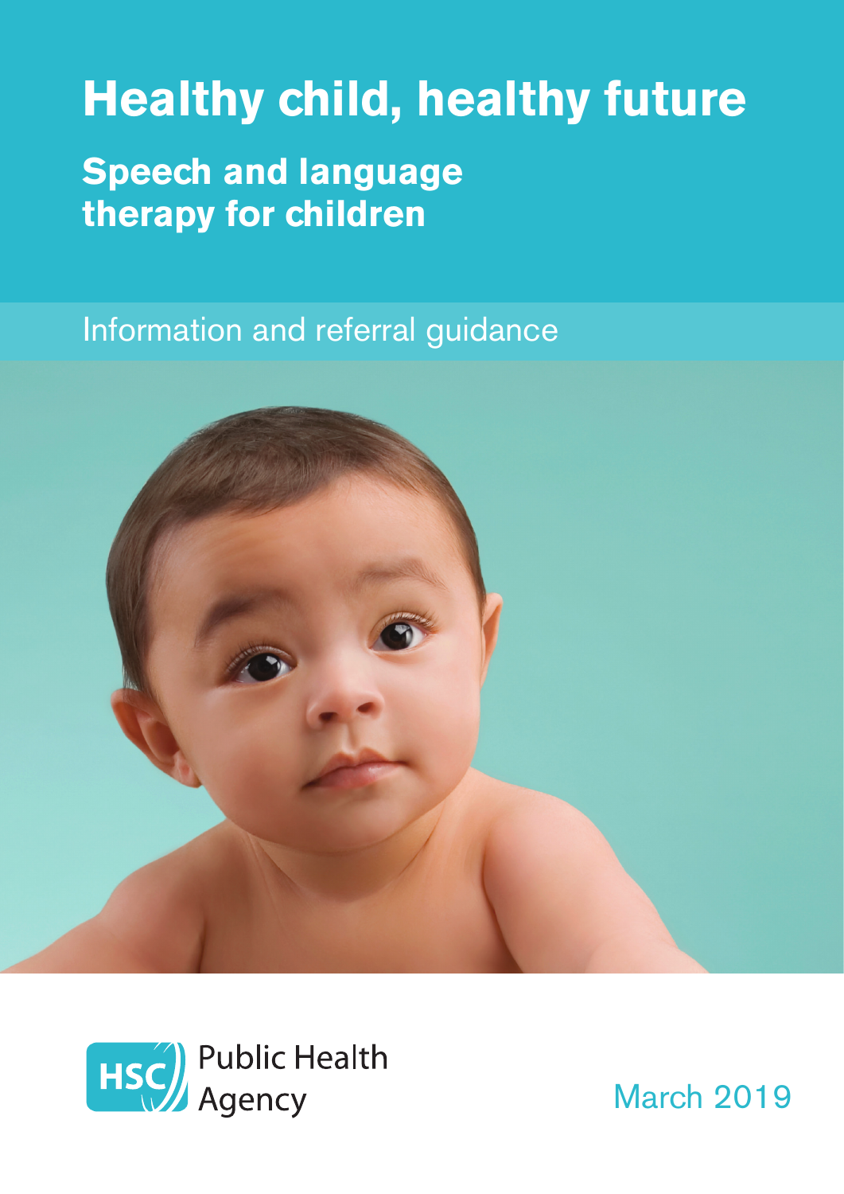# Healthy child, healthy future

## Speech and language therapy for children

Information and referral guidance

HSC Public Health Agency

March 2019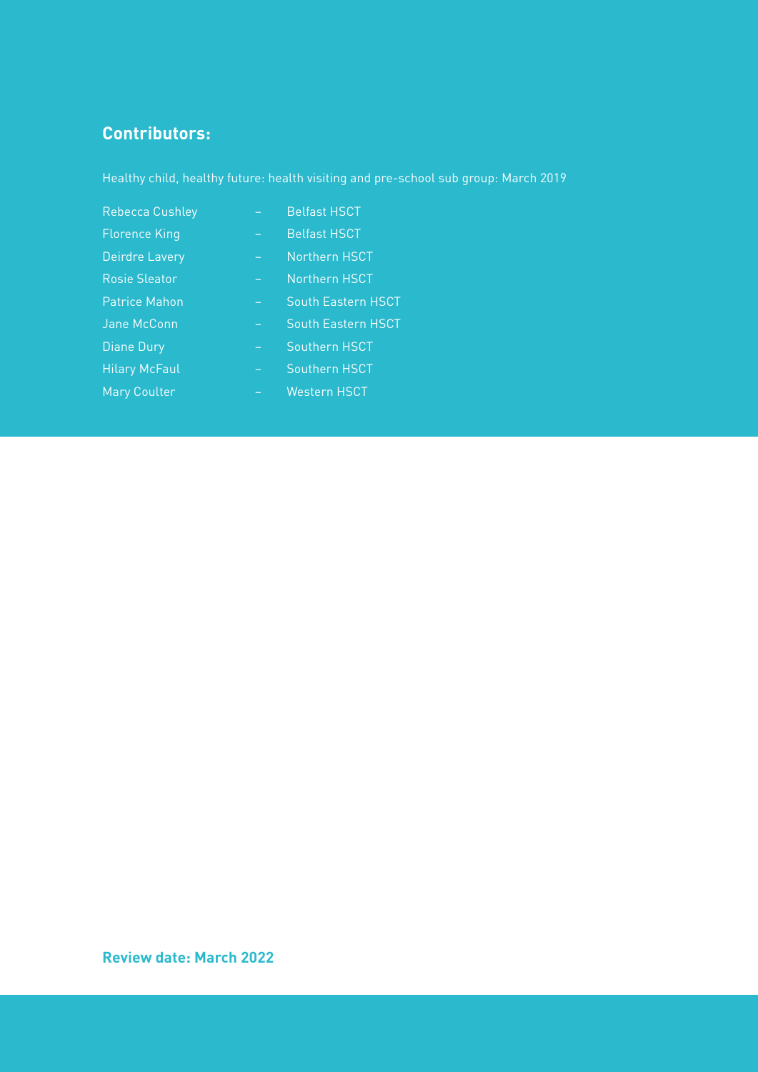## Contributors:

Healthy child, healthy future: health visiting and pre-school sub group: March 2019

| | | |
|---|---|---|
| Rebecca Cushley | – | Belfast HSCT |
| Florence King | – | Belfast HSCT |
| Deirdre Lavery | – | Northern HSCT |
| Rosie Sleator | – | Northern HSCT |
| Patrice Mahon | – | South Eastern HSCT |
| Jane McConn | – | South Eastern HSCT |
| Diane Dury | – | Southern HSCT |
| Hilary McFaul | – | Southern HSCT |
| Mary Coulter | – | Western HSCT |

**Review date: March 2022**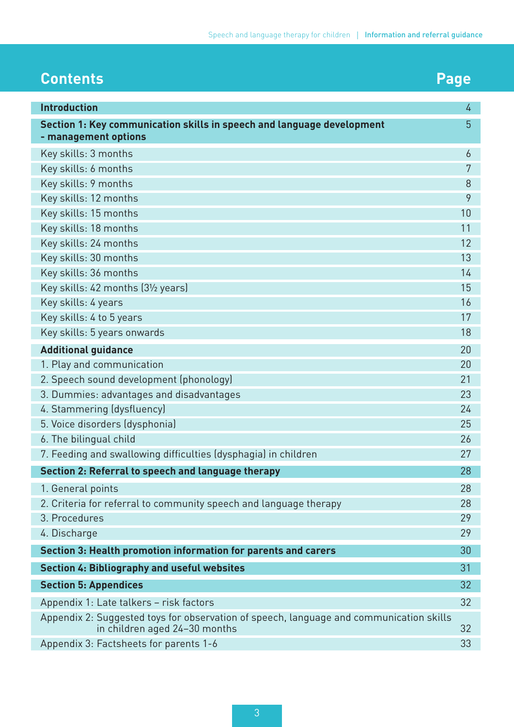# Contents

| Contents | Page |
|---|---|
| **Introduction** | 4 |
| **Section 1: Key communication skills in speech and language development - management options** | 5 |
| Key skills: 3 months | 6 |
| Key skills: 6 months | 7 |
| Key skills: 9 months | 8 |
| Key skills: 12 months | 9 |
| Key skills: 15 months | 10 |
| Key skills: 18 months | 11 |
| Key skills: 24 months | 12 |
| Key skills: 30 months | 13 |
| Key skills: 36 months | 14 |
| Key skills: 42 months (3½ years) | 15 |
| Key skills: 4 years | 16 |
| Key skills: 4 to 5 years | 17 |
| Key skills: 5 years onwards | 18 |
| **Additional guidance** | 20 |
| 1. Play and communication | 20 |
| 2. Speech sound development (phonology) | 21 |
| 3. Dummies: advantages and disadvantages | 23 |
| 4. Stammering (dysfluency) | 24 |
| 5. Voice disorders (dysphonia) | 25 |
| 6. The bilingual child | 26 |
| 7. Feeding and swallowing difficulties (dysphagia) in children | 27 |
| **Section 2: Referral to speech and language therapy** | 28 |
| 1. General points | 28 |
| 2. Criteria for referral to community speech and language therapy | 28 |
| 3. Procedures | 29 |
| 4. Discharge | 29 |
| **Section 3: Health promotion information for parents and carers** | 30 |
| **Section 4: Bibliography and useful websites** | 31 |
| **Section 5: Appendices** | 32 |
| Appendix 1: Late talkers – risk factors | 32 |
| Appendix 2: Suggested toys for observation of speech, language and communication skills in children aged 24–30 months | 32 |
| Appendix 3: Factsheets for parents 1-6 | 33 |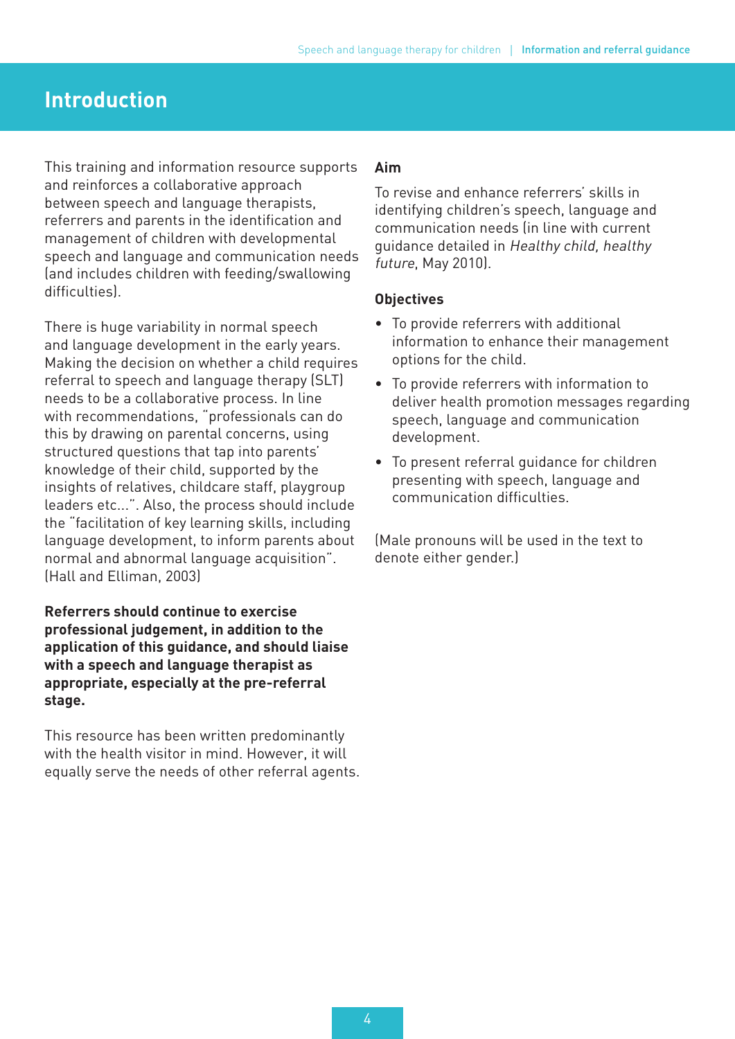# Introduction

This training and information resource supports and reinforces a collaborative approach between speech and language therapists, referrers and parents in the identification and management of children with developmental speech and language and communication needs (and includes children with feeding/swallowing difficulties).

There is huge variability in normal speech and language development in the early years. Making the decision on whether a child requires referral to speech and language therapy (SLT) needs to be a collaborative process. In line with recommendations, "professionals can do this by drawing on parental concerns, using structured questions that tap into parents' knowledge of their child, supported by the insights of relatives, childcare staff, playgroup leaders etc...". Also, the process should include the "facilitation of key learning skills, including language development, to inform parents about normal and abnormal language acquisition". (Hall and Elliman, 2003)

**Referrers should continue to exercise professional judgement, in addition to the application of this guidance, and should liaise with a speech and language therapist as appropriate, especially at the pre-referral stage.**

This resource has been written predominantly with the health visitor in mind. However, it will equally serve the needs of other referral agents.

## Aim

To revise and enhance referrers' skills in identifying children's speech, language and communication needs (in line with current guidance detailed in *Healthy child, healthy future*, May 2010).

## Objectives

- To provide referrers with additional information to enhance their management options for the child.
- To provide referrers with information to deliver health promotion messages regarding speech, language and communication development.
- To present referral guidance for children presenting with speech, language and communication difficulties.

(Male pronouns will be used in the text to denote either gender.)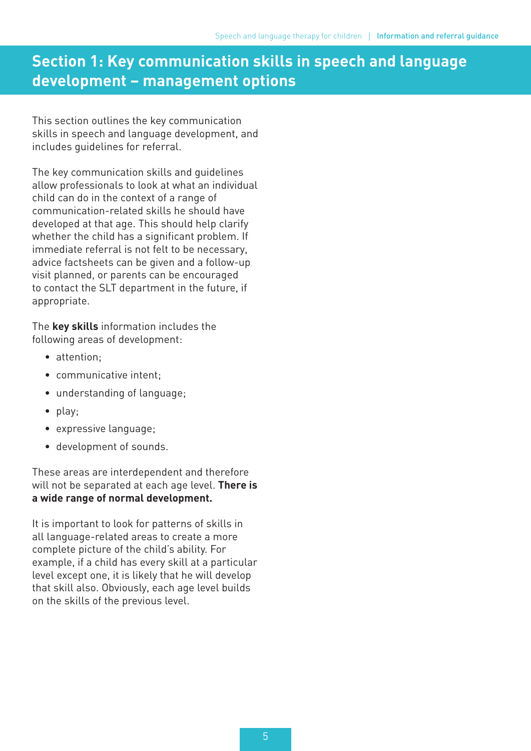# Section 1: Key communication skills in speech and language development – management options

This section outlines the key communication skills in speech and language development, and includes guidelines for referral.

The key communication skills and guidelines allow professionals to look at what an individual child can do in the context of a range of communication-related skills he should have developed at that age. This should help clarify whether the child has a significant problem. If immediate referral is not felt to be necessary, advice factsheets can be given and a follow-up visit planned, or parents can be encouraged to contact the SLT department in the future, if appropriate.

The **key skills** information includes the following areas of development:

- attention;
- communicative intent;
- understanding of language;
- play;
- expressive language;
- development of sounds.

These areas are interdependent and therefore will not be separated at each age level. **There is a wide range of normal development.**

It is important to look for patterns of skills in all language-related areas to create a more complete picture of the child's ability. For example, if a child has every skill at a particular level except one, it is likely that he will develop that skill also. Obviously, each age level builds on the skills of the previous level.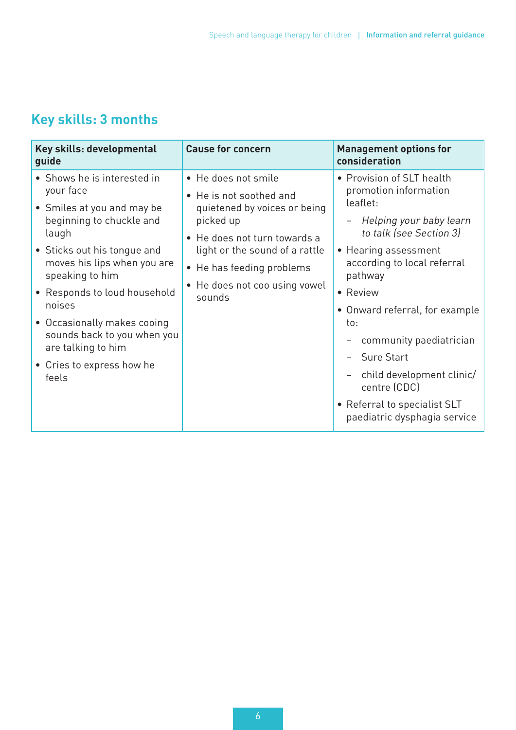## Key skills: 3 months

| Key skills: developmental guide | Cause for concern | Management options for consideration |
|---|---|---|
| • Shows he is interested in your face<br>• Smiles at you and may be beginning to chuckle and laugh<br>• Sticks out his tongue and moves his lips when you are speaking to him<br>• Responds to loud household noises<br>• Occasionally makes cooing sounds back to you when you are talking to him<br>• Cries to express how he feels | • He does not smile<br>• He is not soothed and quietened by voices or being picked up<br>• He does not turn towards a light or the sound of a rattle<br>• He has feeding problems<br>• He does not coo using vowel sounds | • Provision of SLT health promotion information leaflet:<br>– *Helping your baby learn to talk (see Section 3)*<br>• Hearing assessment according to local referral pathway<br>• Review<br>• Onward referral, for example to:<br>– community paediatrician<br>– Sure Start<br>– child development clinic/ centre (CDC)<br>• Referral to specialist SLT paediatric dysphagia service |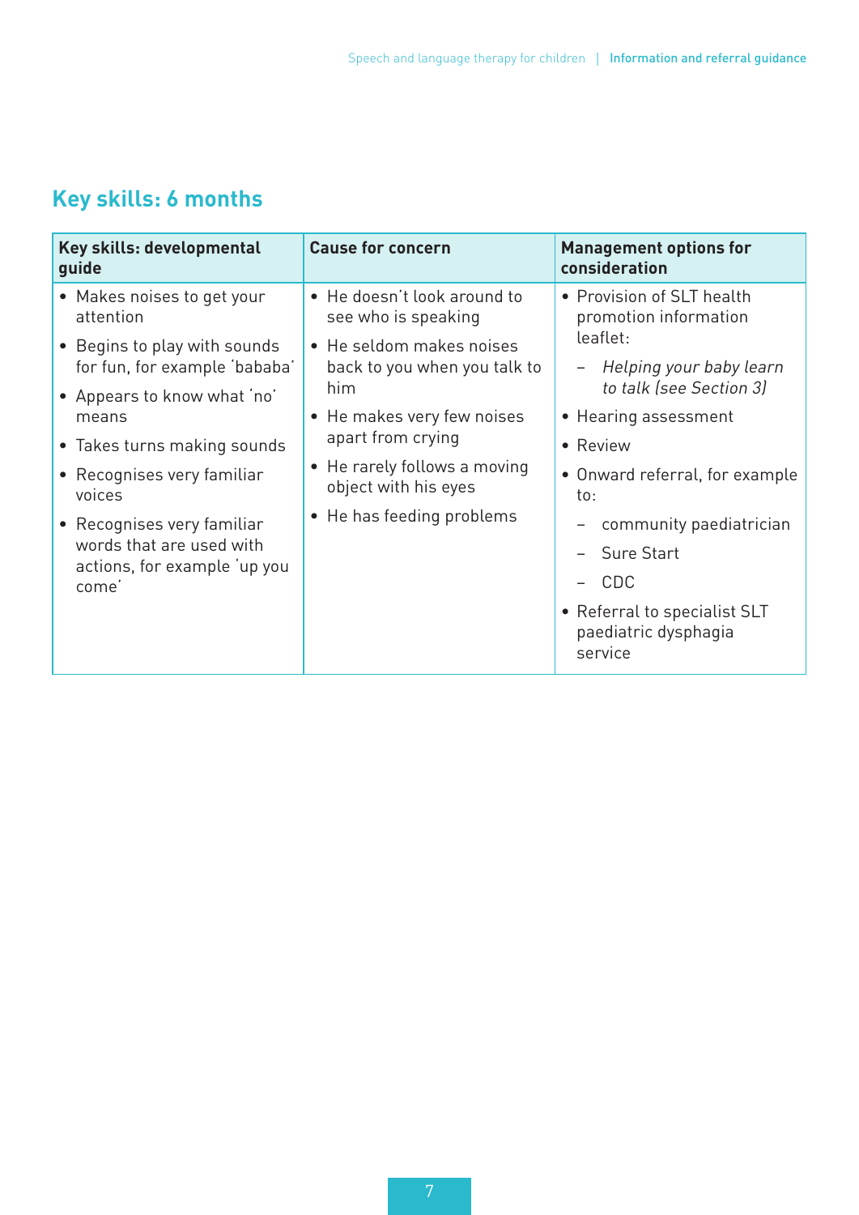## Key skills: 6 months

| Key skills: developmental guide | Cause for concern | Management options for consideration |
|---|---|---|
| • Makes noises to get your attention<br>• Begins to play with sounds for fun, for example 'bababa'<br>• Appears to know what 'no' means<br>• Takes turns making sounds<br>• Recognises very familiar voices<br>• Recognises very familiar words that are used with actions, for example 'up you come' | • He doesn't look around to see who is speaking<br>• He seldom makes noises back to you when you talk to him<br>• He makes very few noises apart from crying<br>• He rarely follows a moving object with his eyes<br>• He has feeding problems | • Provision of SLT health promotion information leaflet:<br>  – *Helping your baby learn to talk (see Section 3)*<br>• Hearing assessment<br>• Review<br>• Onward referral, for example to:<br>  – community paediatrician<br>  – Sure Start<br>  – CDC<br>• Referral to specialist SLT paediatric dysphagia service |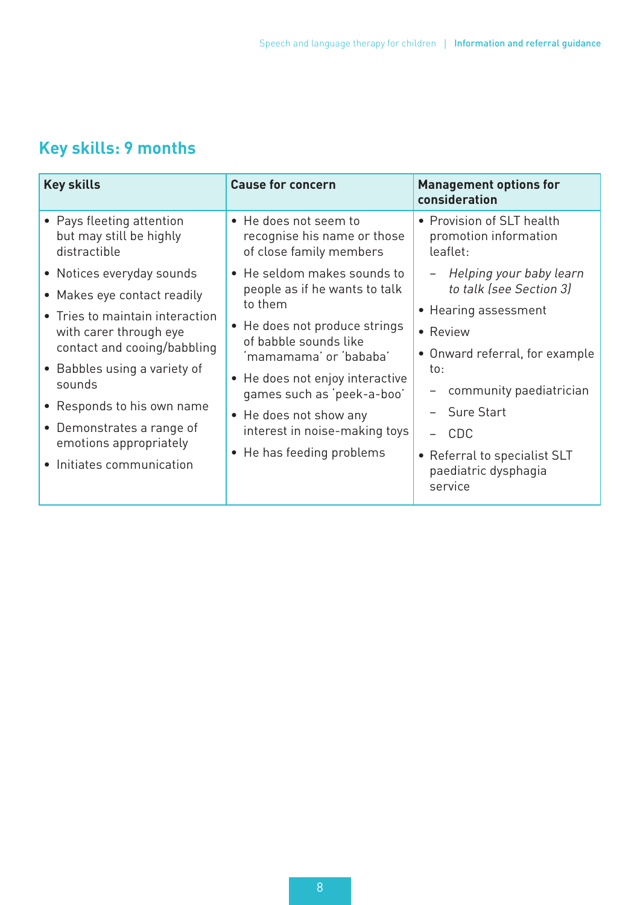## Key skills: 9 months

| Key skills | Cause for concern | Management options for consideration |
| --- | --- | --- |
| • Pays fleeting attention but may still be highly distractible<br>• Notices everyday sounds<br>• Makes eye contact readily<br>• Tries to maintain interaction with carer through eye contact and cooing/babbling<br>• Babbles using a variety of sounds<br>• Responds to his own name<br>• Demonstrates a range of emotions appropriately<br>• Initiates communication | • He does not seem to recognise his name or those of close family members<br>• He seldom makes sounds to people as if he wants to talk to them<br>• He does not produce strings of babble sounds like 'mamamama' or 'bababa'<br>• He does not enjoy interactive games such as 'peek-a-boo'<br>• He does not show any interest in noise-making toys<br>• He has feeding problems | • Provision of SLT health promotion information leaflet:<br>– *Helping your baby learn to talk (see Section 3)*<br>• Hearing assessment<br>• Review<br>• Onward referral, for example to:<br>– community paediatrician<br>– Sure Start<br>– CDC<br>• Referral to specialist SLT paediatric dysphagia service |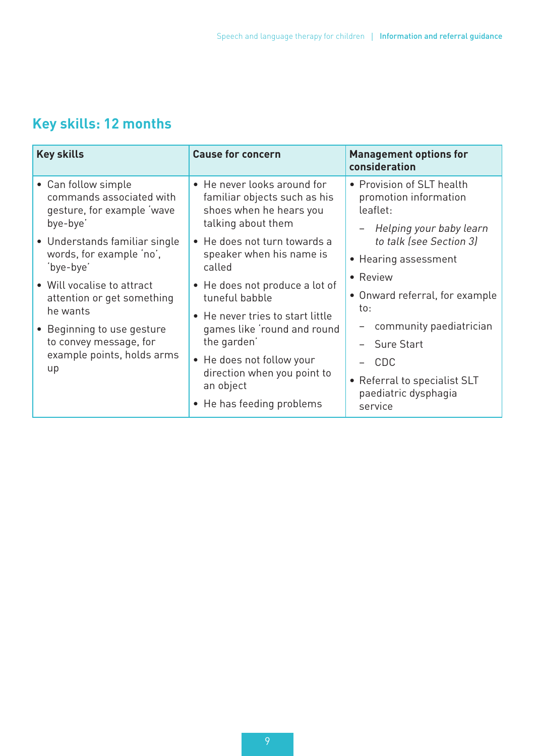## Key skills: 12 months

| Key skills | Cause for concern | Management options for consideration |
|---|---|---|
| • Can follow simple commands associated with gesture, for example 'wave bye-bye'<br>• Understands familiar single words, for example 'no', 'bye-bye'<br>• Will vocalise to attract attention or get something he wants<br>• Beginning to use gesture to convey message, for example points, holds arms up | • He never looks around for familiar objects such as his shoes when he hears you talking about them<br>• He does not turn towards a speaker when his name is called<br>• He does not produce a lot of tuneful babble<br>• He never tries to start little games like 'round and round the garden'<br>• He does not follow your direction when you point to an object<br>• He has feeding problems | • Provision of SLT health promotion information leaflet:<br>  – *Helping your baby learn to talk (see Section 3)*<br>• Hearing assessment<br>• Review<br>• Onward referral, for example to:<br>  – community paediatrician<br>  – Sure Start<br>  – CDC<br>• Referral to specialist SLT paediatric dysphagia service |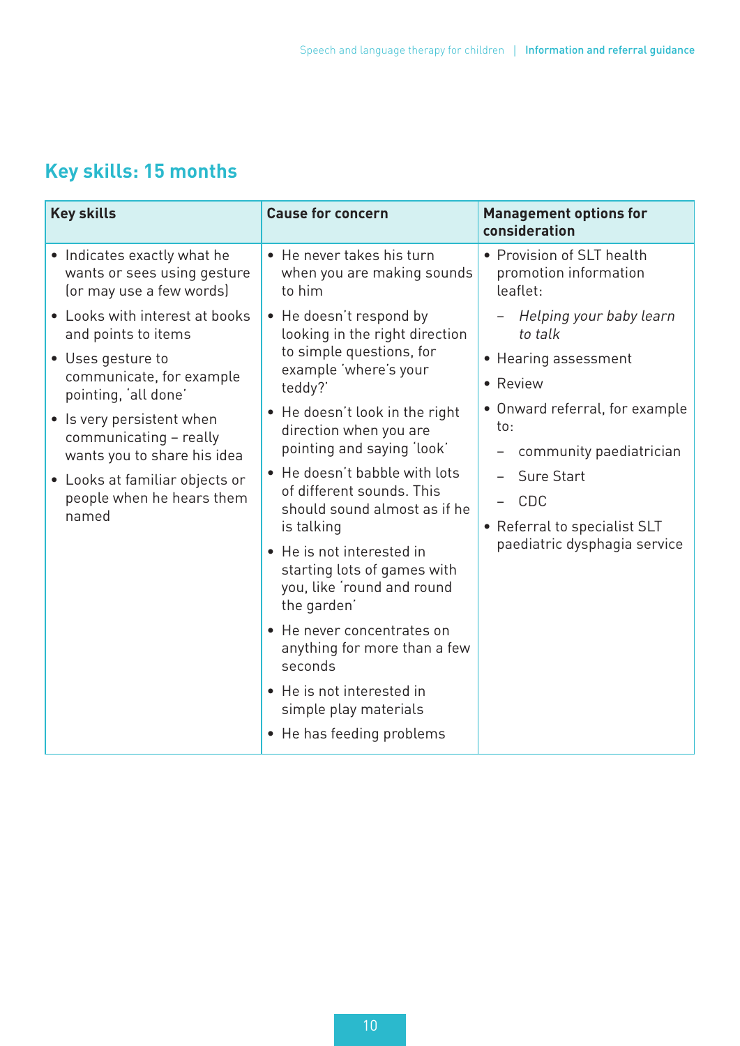## Key skills: 15 months

| Key skills | Cause for concern | Management options for consideration |
|---|---|---|
| • Indicates exactly what he wants or sees using gesture (or may use a few words)<br>• Looks with interest at books and points to items<br>• Uses gesture to communicate, for example pointing, 'all done'<br>• Is very persistent when communicating – really wants you to share his idea<br>• Looks at familiar objects or people when he hears them named | • He never takes his turn when you are making sounds to him<br>• He doesn't respond by looking in the right direction to simple questions, for example 'where's your teddy?'<br>• He doesn't look in the right direction when you are pointing and saying 'look'<br>• He doesn't babble with lots of different sounds. This should sound almost as if he is talking<br>• He is not interested in starting lots of games with you, like 'round and round the garden'<br>• He never concentrates on anything for more than a few seconds<br>• He is not interested in simple play materials<br>• He has feeding problems | • Provision of SLT health promotion information leaflet:<br>  – *Helping your baby learn to talk*<br>• Hearing assessment<br>• Review<br>• Onward referral, for example to:<br>  – community paediatrician<br>  – Sure Start<br>  – CDC<br>• Referral to specialist SLT paediatric dysphagia service |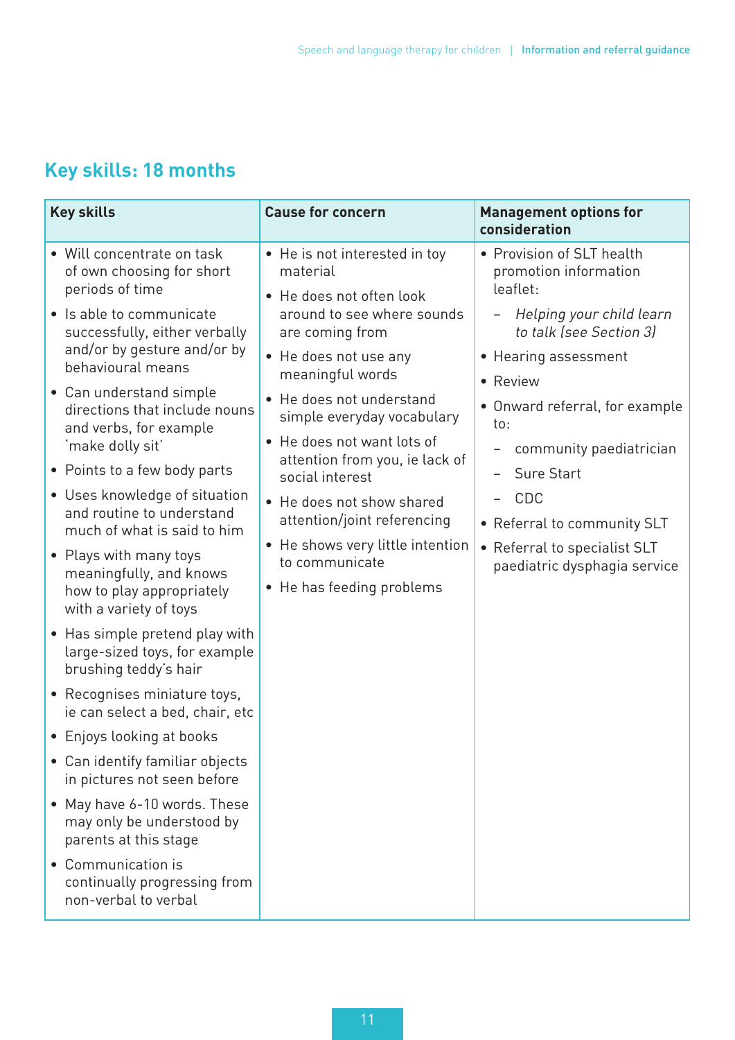## Key skills: 18 months

| Key skills | Cause for concern | Management options for consideration |
|---|---|---|
| • Will concentrate on task of own choosing for short periods of time<br>• Is able to communicate successfully, either verbally and/or by gesture and/or by behavioural means<br>• Can understand simple directions that include nouns and verbs, for example 'make dolly sit'<br>• Points to a few body parts<br>• Uses knowledge of situation and routine to understand much of what is said to him<br>• Plays with many toys meaningfully, and knows how to play appropriately with a variety of toys<br>• Has simple pretend play with large-sized toys, for example brushing teddy's hair<br>• Recognises miniature toys, ie can select a bed, chair, etc<br>• Enjoys looking at books<br>• Can identify familiar objects in pictures not seen before<br>• May have 6-10 words. These may only be understood by parents at this stage<br>• Communication is continually progressing from non-verbal to verbal | • He is not interested in toy material<br>• He does not often look around to see where sounds are coming from<br>• He does not use any meaningful words<br>• He does not understand simple everyday vocabulary<br>• He does not want lots of attention from you, ie lack of social interest<br>• He does not show shared attention/joint referencing<br>• He shows very little intention to communicate<br>• He has feeding problems | • Provision of SLT health promotion information leaflet:<br>– *Helping your child learn to talk (see Section 3)*<br>• Hearing assessment<br>• Review<br>• Onward referral, for example to:<br>– community paediatrician<br>– Sure Start<br>– CDC<br>• Referral to community SLT<br>• Referral to specialist SLT paediatric dysphagia service |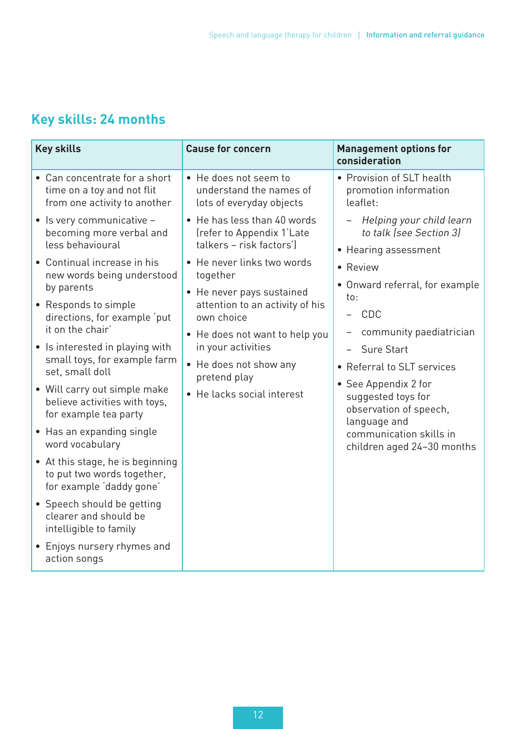## Key skills: 24 months

| Key skills | Cause for concern | Management options for consideration |
|---|---|---|
| • Can concentrate for a short time on a toy and not flit from one activity to another<br>• Is very communicative – becoming more verbal and less behavioural<br>• Continual increase in his new words being understood by parents<br>• Responds to simple directions, for example 'put it on the chair'<br>• Is interested in playing with small toys, for example farm set, small doll<br>• Will carry out simple make believe activities with toys, for example tea party<br>• Has an expanding single word vocabulary<br>• At this stage, he is beginning to put two words together, for example 'daddy gone'<br>• Speech should be getting clearer and should be intelligible to family<br>• Enjoys nursery rhymes and action songs | • He does not seem to understand the names of lots of everyday objects<br>• He has less than 40 words (refer to Appendix 1'Late talkers – risk factors')<br>• He never links two words together<br>• He never pays sustained attention to an activity of his own choice<br>• He does not want to help you in your activities<br>• He does not show any pretend play<br>• He lacks social interest | • Provision of SLT health promotion information leaflet:<br>  – *Helping your child learn to talk (see Section 3)*<br>• Hearing assessment<br>• Review<br>• Onward referral, for example to:<br>  – CDC<br>  – community paediatrician<br>  – Sure Start<br>• Referral to SLT services<br>• See Appendix 2 for suggested toys for observation of speech, language and communication skills in children aged 24–30 months |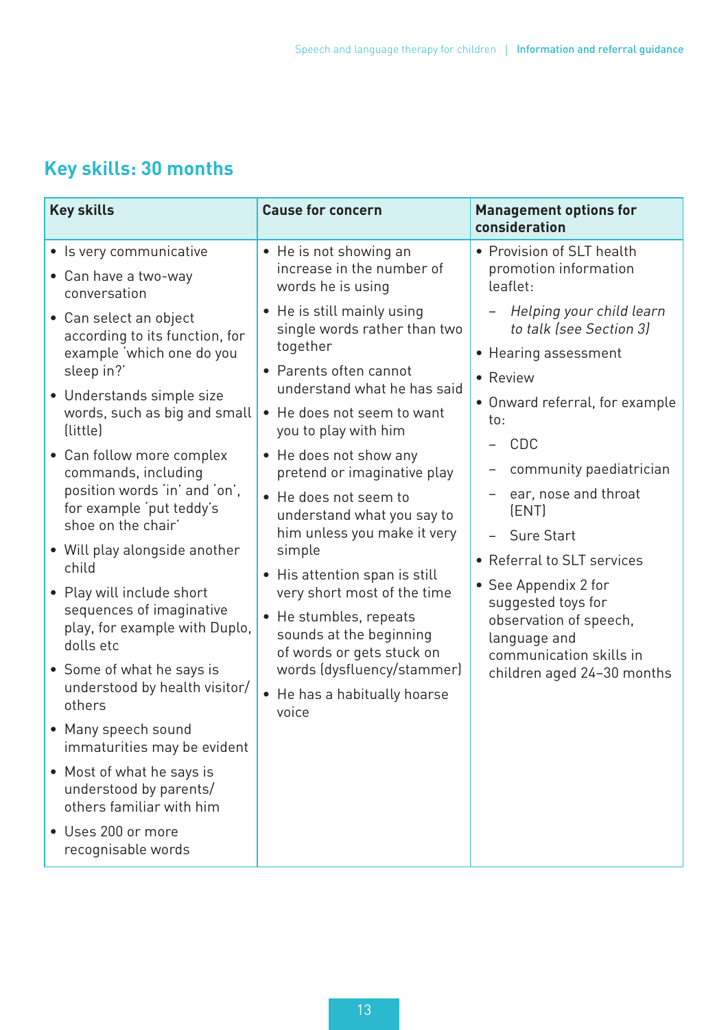## Key skills: 30 months

| Key skills | Cause for concern | Management options for consideration |
|---|---|---|
| • Is very communicative<br>• Can have a two-way conversation<br>• Can select an object according to its function, for example 'which one do you sleep in?'<br>• Understands simple size words, such as big and small (little)<br>• Can follow more complex commands, including position words 'in' and 'on', for example 'put teddy's shoe on the chair'<br>• Will play alongside another child<br>• Play will include short sequences of imaginative play, for example with Duplo, dolls etc<br>• Some of what he says is understood by health visitor/ others<br>• Many speech sound immaturities may be evident<br>• Most of what he says is understood by parents/ others familiar with him<br>• Uses 200 or more recognisable words | • He is not showing an increase in the number of words he is using<br>• He is still mainly using single words rather than two together<br>• Parents often cannot understand what he has said<br>• He does not seem to want you to play with him<br>• He does not show any pretend or imaginative play<br>• He does not seem to understand what you say to him unless you make it very simple<br>• His attention span is still very short most of the time<br>• He stumbles, repeats sounds at the beginning of words or gets stuck on words (dysfluency/stammer)<br>• He has a habitually hoarse voice | • Provision of SLT health promotion information leaflet:<br>  – *Helping your child learn to talk (see Section 3)*<br>• Hearing assessment<br>• Review<br>• Onward referral, for example to:<br>  – CDC<br>  – community paediatrician<br>  – ear, nose and throat (ENT)<br>  – Sure Start<br>• Referral to SLT services<br>• See Appendix 2 for suggested toys for observation of speech, language and communication skills in children aged 24–30 months |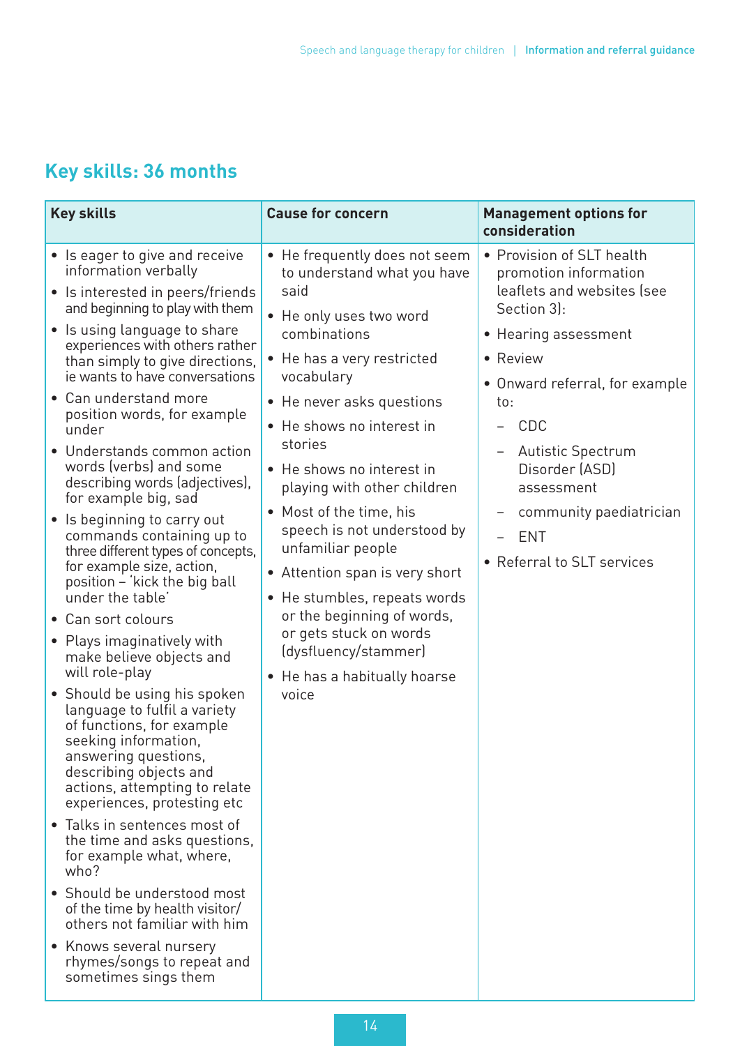## Key skills: 36 months

| Key skills | Cause for concern | Management options for consideration |
|---|---|---|
| • Is eager to give and receive information verbally<br>• Is interested in peers/friends and beginning to play with them<br>• Is using language to share experiences with others rather than simply to give directions, ie wants to have conversations<br>• Can understand more position words, for example under<br>• Understands common action words (verbs) and some describing words (adjectives), for example big, sad<br>• Is beginning to carry out commands containing up to three different types of concepts, for example size, action, position – 'kick the big ball under the table'<br>• Can sort colours<br>• Plays imaginatively with make believe objects and will role-play<br>• Should be using his spoken language to fulfil a variety of functions, for example seeking information, answering questions, describing objects and actions, attempting to relate experiences, protesting etc<br>• Talks in sentences most of the time and asks questions, for example what, where, who?<br>• Should be understood most of the time by health visitor/ others not familiar with him<br>• Knows several nursery rhymes/songs to repeat and sometimes sings them | • He frequently does not seem to understand what you have said<br>• He only uses two word combinations<br>• He has a very restricted vocabulary<br>• He never asks questions<br>• He shows no interest in stories<br>• He shows no interest in playing with other children<br>• Most of the time, his speech is not understood by unfamiliar people<br>• Attention span is very short<br>• He stumbles, repeats words or the beginning of words, or gets stuck on words (dysfluency/stammer)<br>• He has a habitually hoarse voice | • Provision of SLT health promotion information leaflets and websites (see Section 3):<br>• Hearing assessment<br>• Review<br>• Onward referral, for example to:<br>&nbsp;&nbsp;– CDC<br>&nbsp;&nbsp;– Autistic Spectrum Disorder (ASD) assessment<br>&nbsp;&nbsp;– community paediatrician<br>&nbsp;&nbsp;– ENT<br>• Referral to SLT services |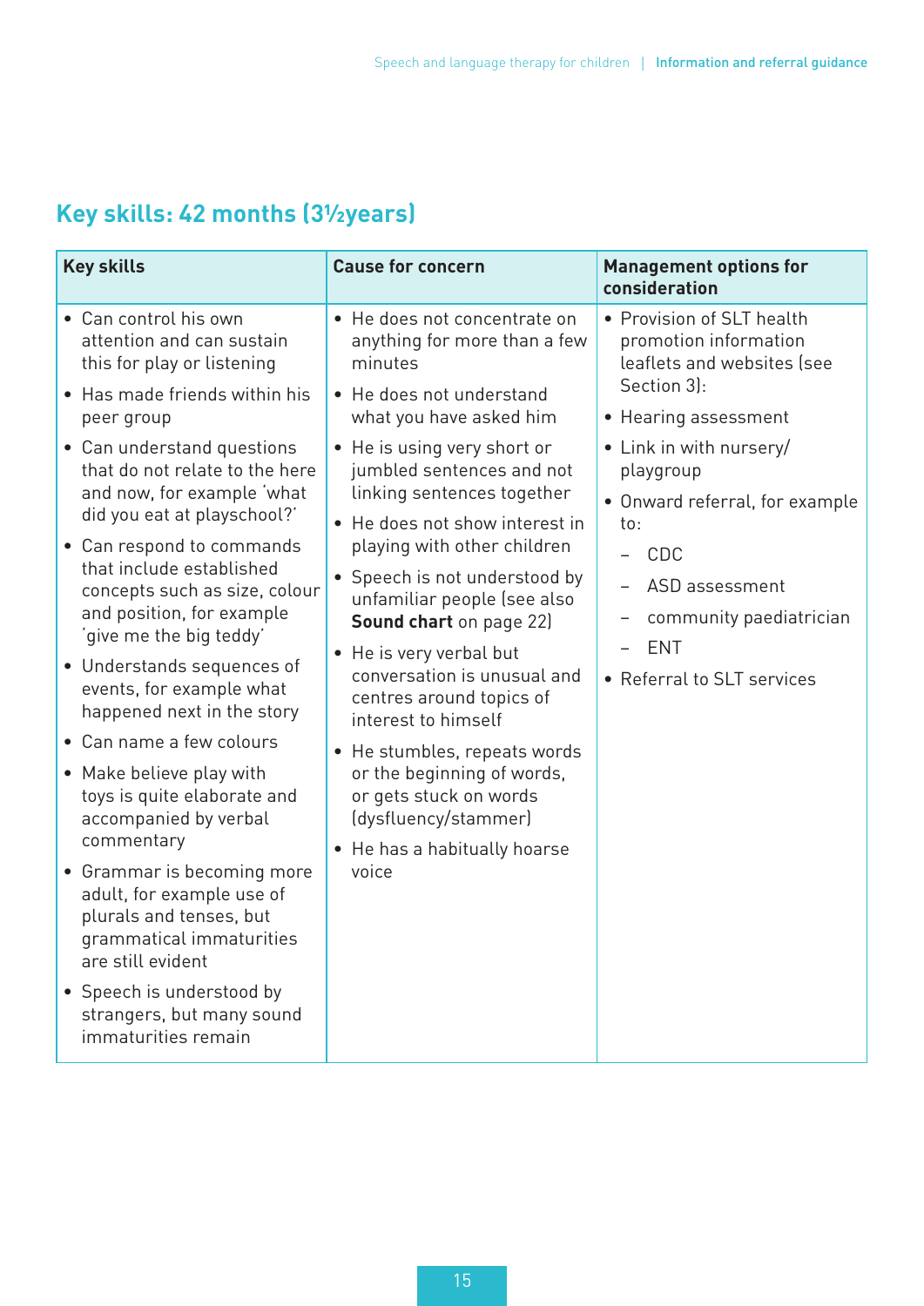## Key skills: 42 months (3½years)

| Key skills | Cause for concern | Management options for consideration |
|---|---|---|
| • Can control his own attention and can sustain this for play or listening<br>• Has made friends within his peer group<br>• Can understand questions that do not relate to the here and now, for example 'what did you eat at playschool?'<br>• Can respond to commands that include established concepts such as size, colour and position, for example 'give me the big teddy'<br>• Understands sequences of events, for example what happened next in the story<br>• Can name a few colours<br>• Make believe play with toys is quite elaborate and accompanied by verbal commentary<br>• Grammar is becoming more adult, for example use of plurals and tenses, but grammatical immaturities are still evident<br>• Speech is understood by strangers, but many sound immaturities remain | • He does not concentrate on anything for more than a few minutes<br>• He does not understand what you have asked him<br>• He is using very short or jumbled sentences and not linking sentences together<br>• He does not show interest in playing with other children<br>• Speech is not understood by unfamiliar people (see also **Sound chart** on page 22)<br>• He is very verbal but conversation is unusual and centres around topics of interest to himself<br>• He stumbles, repeats words or the beginning of words, or gets stuck on words (dysfluency/stammer)<br>• He has a habitually hoarse voice | • Provision of SLT health promotion information leaflets and websites (see Section 3):<br>• Hearing assessment<br>• Link in with nursery/ playgroup<br>• Onward referral, for example to:<br>– CDC<br>– ASD assessment<br>– community paediatrician<br>– ENT<br>• Referral to SLT services |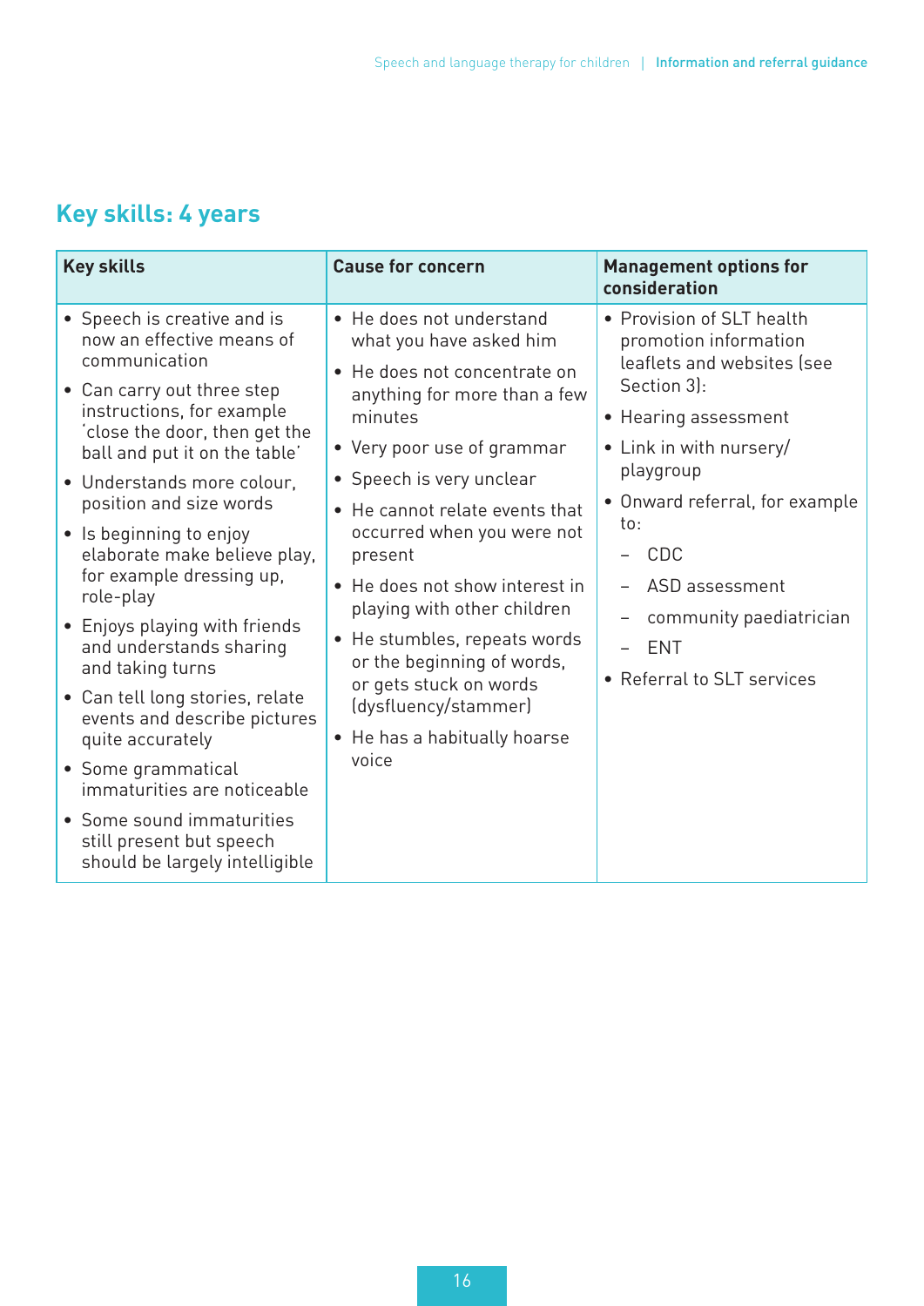## Key skills: 4 years

| Key skills | Cause for concern | Management options for consideration |
|---|---|---|
| • Speech is creative and is now an effective means of communication<br>• Can carry out three step instructions, for example 'close the door, then get the ball and put it on the table'<br>• Understands more colour, position and size words<br>• Is beginning to enjoy elaborate make believe play, for example dressing up, role-play<br>• Enjoys playing with friends and understands sharing and taking turns<br>• Can tell long stories, relate events and describe pictures quite accurately<br>• Some grammatical immaturities are noticeable<br>• Some sound immaturities still present but speech should be largely intelligible | • He does not understand what you have asked him<br>• He does not concentrate on anything for more than a few minutes<br>• Very poor use of grammar<br>• Speech is very unclear<br>• He cannot relate events that occurred when you were not present<br>• He does not show interest in playing with other children<br>• He stumbles, repeats words or the beginning of words, or gets stuck on words (dysfluency/stammer)<br>• He has a habitually hoarse voice | • Provision of SLT health promotion information leaflets and websites (see Section 3):<br>• Hearing assessment<br>• Link in with nursery/ playgroup<br>• Onward referral, for example to:<br>– CDC<br>– ASD assessment<br>– community paediatrician<br>– ENT<br>• Referral to SLT services |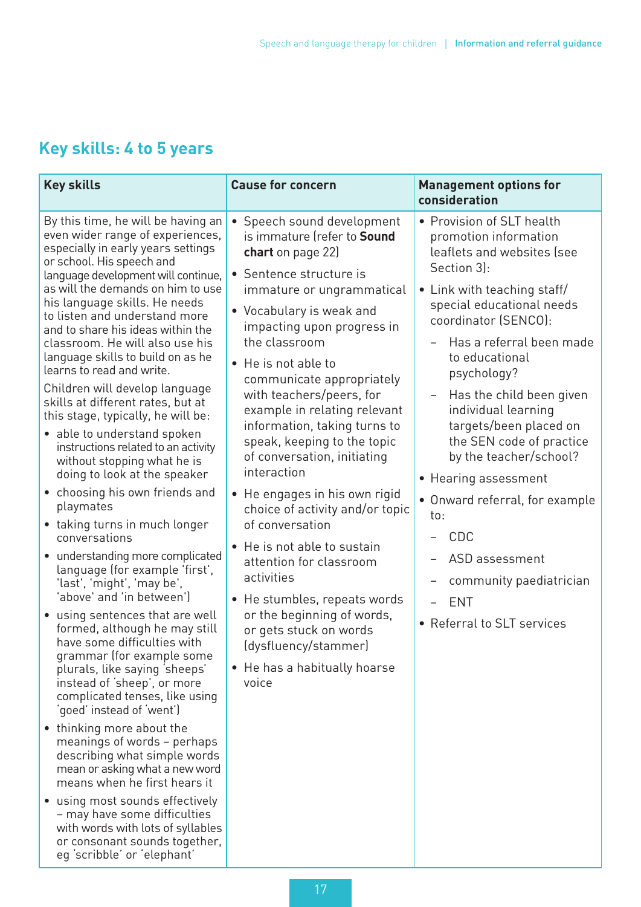## Key skills: 4 to 5 years

| Key skills | Cause for concern | Management options for consideration |
|---|---|---|
| By this time, he will be having an even wider range of experiences, especially in early years settings or school. His speech and language development will continue, as will the demands on him to use his language skills. He needs to listen and understand more and to share his ideas within the classroom. He will also use his language skills to build on as he learns to read and write.<br><br>Children will develop language skills at different rates, but at this stage, typically, he will be:<br>• able to understand spoken instructions related to an activity without stopping what he is doing to look at the speaker<br>• choosing his own friends and playmates<br>• taking turns in much longer conversations<br>• understanding more complicated language (for example 'first', 'last', 'might', 'may be', 'above' and 'in between')<br>• using sentences that are well formed, although he may still have some difficulties with grammar (for example some plurals, like saying 'sheeps' instead of 'sheep', or more complicated tenses, like using 'goed' instead of 'went')<br>• thinking more about the meanings of words – perhaps describing what simple words mean or asking what a new word means when he first hears it<br>• using most sounds effectively – may have some difficulties with words with lots of syllables or consonant sounds together, eg 'scribble' or 'elephant' | • Speech sound development is immature (refer to **Sound chart** on page 22)<br>• Sentence structure is immature or ungrammatical<br>• Vocabulary is weak and impacting upon progress in the classroom<br>• He is not able to communicate appropriately with teachers/peers, for example in relating relevant information, taking turns to speak, keeping to the topic of conversation, initiating interaction<br>• He engages in his own rigid choice of activity and/or topic of conversation<br>• He is not able to sustain attention for classroom activities<br>• He stumbles, repeats words or the beginning of words, or gets stuck on words (dysfluency/stammer)<br>• He has a habitually hoarse voice | • Provision of SLT health promotion information leaflets and websites (see Section 3):<br>• Link with teaching staff/ special educational needs coordinator (SENCO):<br>  – Has a referral been made to educational psychology?<br>  – Has the child been given individual learning targets/been placed on the SEN code of practice by the teacher/school?<br>• Hearing assessment<br>• Onward referral, for example to:<br>  – CDC<br>  – ASD assessment<br>  – community paediatrician<br>  – ENT<br>• Referral to SLT services |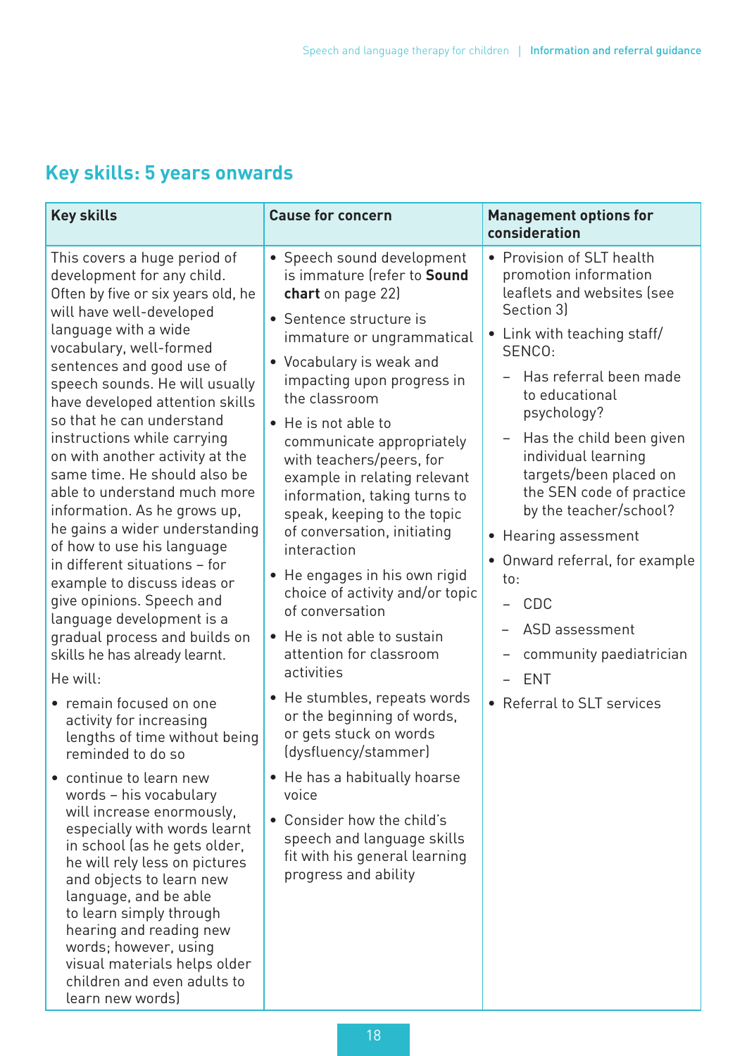## Key skills: 5 years onwards

| Key skills | Cause for concern | Management options for consideration |
|---|---|---|
| This covers a huge period of development for any child. Often by five or six years old, he will have well-developed language with a wide vocabulary, well-formed sentences and good use of speech sounds. He will usually have developed attention skills so that he can understand instructions while carrying on with another activity at the same time. He should also be able to understand much more information. As he grows up, he gains a wider understanding of how to use his language in different situations – for example to discuss ideas or give opinions. Speech and language development is a gradual process and builds on skills he has already learnt.<br><br>He will:<br><br>• remain focused on one activity for increasing lengths of time without being reminded to do so<br><br>• continue to learn new words – his vocabulary will increase enormously, especially with words learnt in school (as he gets older, he will rely less on pictures and objects to learn new language, and be able to learn simply through hearing and reading new words; however, using visual materials helps older children and even adults to learn new words) | • Speech sound development is immature (refer to **Sound chart** on page 22)<br><br>• Sentence structure is immature or ungrammatical<br><br>• Vocabulary is weak and impacting upon progress in the classroom<br><br>• He is not able to communicate appropriately with teachers/peers, for example in relating relevant information, taking turns to speak, keeping to the topic of conversation, initiating interaction<br><br>• He engages in his own rigid choice of activity and/or topic of conversation<br><br>• He is not able to sustain attention for classroom activities<br><br>• He stumbles, repeats words or the beginning of words, or gets stuck on words (dysfluency/stammer)<br><br>• He has a habitually hoarse voice<br><br>• Consider how the child's speech and language skills fit with his general learning progress and ability | • Provision of SLT health promotion information leaflets and websites (see Section 3)<br><br>• Link with teaching staff/ SENCO:<br>– Has referral been made to educational psychology?<br>– Has the child been given individual learning targets/been placed on the SEN code of practice by the teacher/school?<br><br>• Hearing assessment<br><br>• Onward referral, for example to:<br>– CDC<br>– ASD assessment<br>– community paediatrician<br>– ENT<br><br>• Referral to SLT services |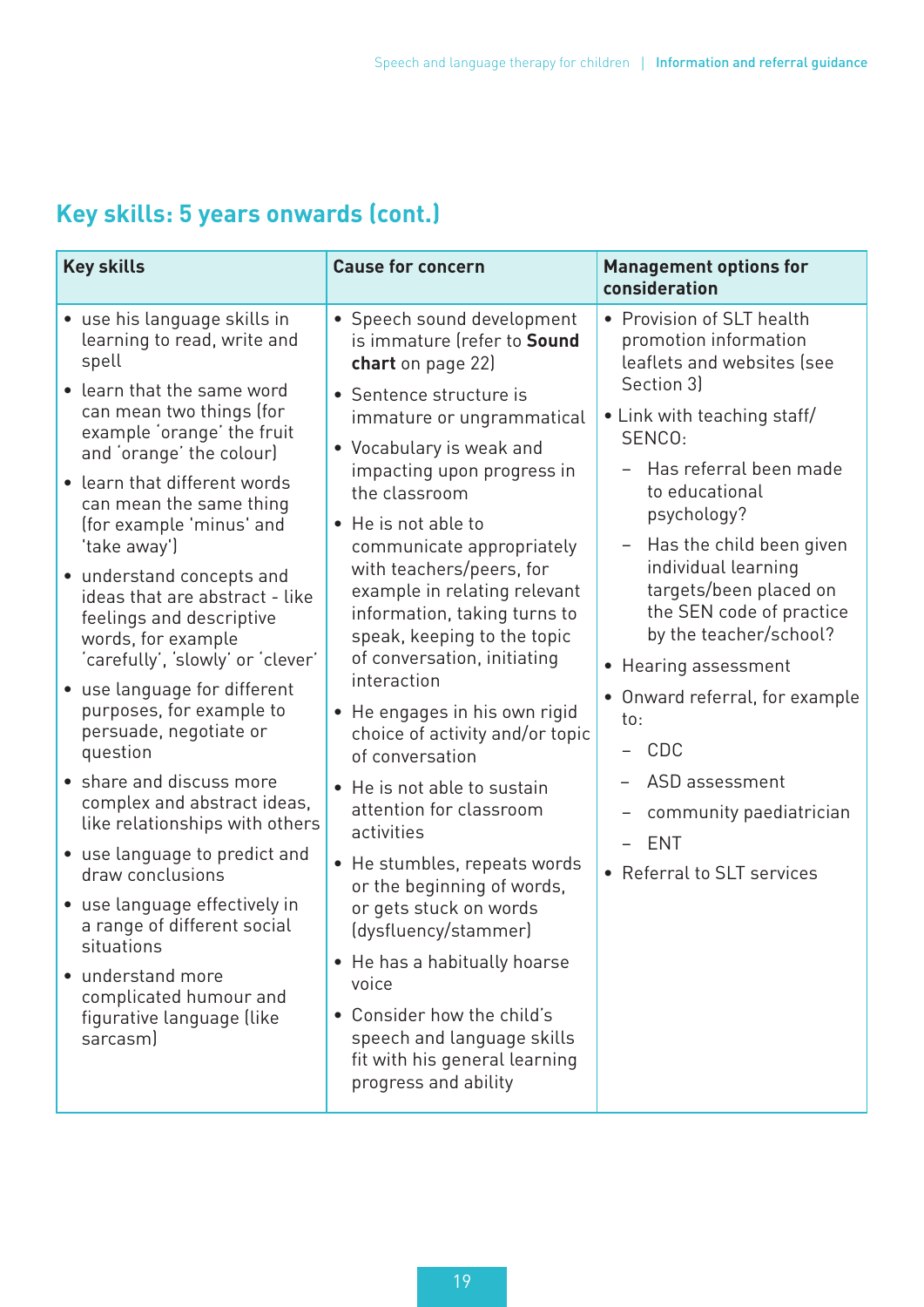## Key skills: 5 years onwards (cont.)

| Key skills | Cause for concern | Management options for consideration |
|---|---|---|
| • use his language skills in learning to read, write and spell<br>• learn that the same word can mean two things (for example 'orange' the fruit and 'orange' the colour)<br>• learn that different words can mean the same thing (for example 'minus' and 'take away')<br>• understand concepts and ideas that are abstract - like feelings and descriptive words, for example 'carefully', 'slowly' or 'clever'<br>• use language for different purposes, for example to persuade, negotiate or question<br>• share and discuss more complex and abstract ideas, like relationships with others<br>• use language to predict and draw conclusions<br>• use language effectively in a range of different social situations<br>• understand more complicated humour and figurative language (like sarcasm) | • Speech sound development is immature (refer to **Sound chart** on page 22)<br>• Sentence structure is immature or ungrammatical<br>• Vocabulary is weak and impacting upon progress in the classroom<br>• He is not able to communicate appropriately with teachers/peers, for example in relating relevant information, taking turns to speak, keeping to the topic of conversation, initiating interaction<br>• He engages in his own rigid choice of activity and/or topic of conversation<br>• He is not able to sustain attention for classroom activities<br>• He stumbles, repeats words or the beginning of words, or gets stuck on words (dysfluency/stammer)<br>• He has a habitually hoarse voice<br>• Consider how the child's speech and language skills fit with his general learning progress and ability | • Provision of SLT health promotion information leaflets and websites (see Section 3)<br>• Link with teaching staff/ SENCO:<br>&nbsp;&nbsp;– Has referral been made to educational psychology?<br>&nbsp;&nbsp;– Has the child been given individual learning targets/been placed on the SEN code of practice by the teacher/school?<br>• Hearing assessment<br>• Onward referral, for example to:<br>&nbsp;&nbsp;– CDC<br>&nbsp;&nbsp;– ASD assessment<br>&nbsp;&nbsp;– community paediatrician<br>&nbsp;&nbsp;– ENT<br>• Referral to SLT services |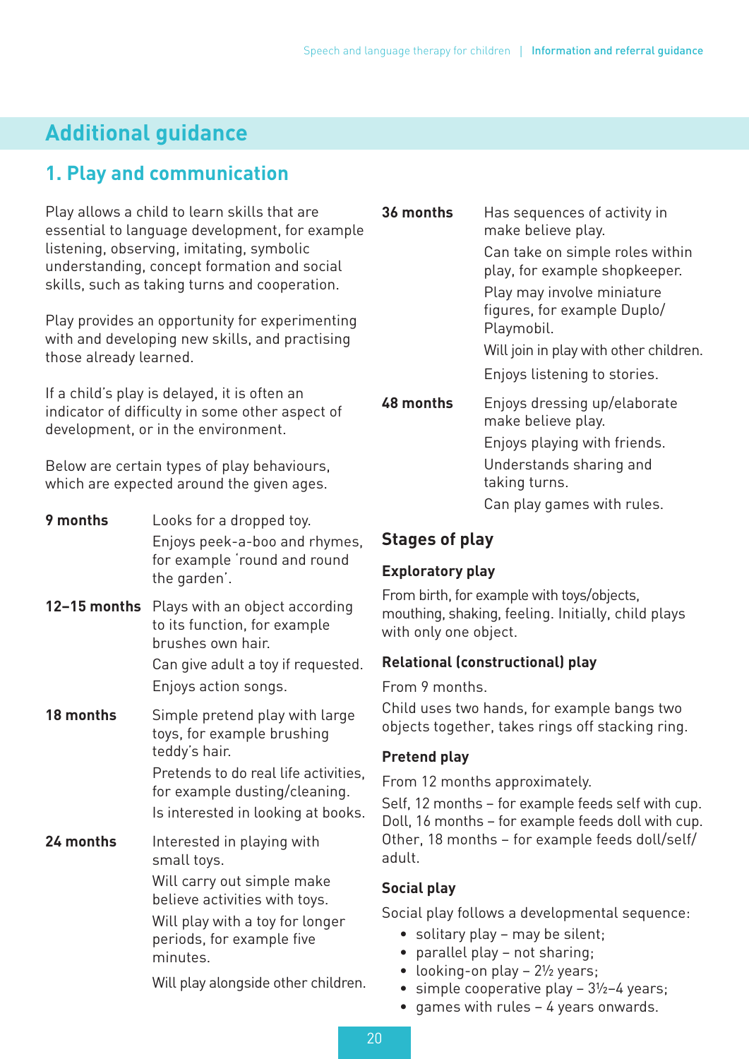# Additional guidance

## 1. Play and communication

Play allows a child to learn skills that are essential to language development, for example listening, observing, imitating, symbolic understanding, concept formation and social skills, such as taking turns and cooperation.

Play provides an opportunity for experimenting with and developing new skills, and practising those already learned.

If a child's play is delayed, it is often an indicator of difficulty in some other aspect of development, or in the environment.

Below are certain types of play behaviours, which are expected around the given ages.

| | |
|---|---|
| **9 months** | Looks for a dropped toy.<br>Enjoys peek-a-boo and rhymes, for example 'round and round the garden'. |
| **12–15 months** | Plays with an object according to its function, for example brushes own hair.<br>Can give adult a toy if requested.<br>Enjoys action songs. |
| **18 months** | Simple pretend play with large toys, for example brushing teddy's hair.<br>Pretends to do real life activities, for example dusting/cleaning.<br>Is interested in looking at books. |
| **24 months** | Interested in playing with small toys.<br>Will carry out simple make believe activities with toys.<br>Will play with a toy for longer periods, for example five minutes.<br>Will play alongside other children. |
| **36 months** | Has sequences of activity in make believe play.<br>Can take on simple roles within play, for example shopkeeper.<br>Play may involve miniature figures, for example Duplo/Playmobil.<br>Will join in play with other children.<br>Enjoys listening to stories. |
| **48 months** | Enjoys dressing up/elaborate make believe play.<br>Enjoys playing with friends.<br>Understands sharing and taking turns.<br>Can play games with rules. |

### Stages of play

#### Exploratory play

From birth, for example with toys/objects, mouthing, shaking, feeling. Initially, child plays with only one object.

#### Relational (constructional) play

From 9 months.

Child uses two hands, for example bangs two objects together, takes rings off stacking ring.

#### Pretend play

From 12 months approximately.

Self, 12 months – for example feeds self with cup.
Doll, 16 months – for example feeds doll with cup.
Other, 18 months – for example feeds doll/self/adult.

#### Social play

Social play follows a developmental sequence:

- solitary play – may be silent;
- parallel play – not sharing;
- looking-on play – 2½ years;
- simple cooperative play – 3½–4 years;
- games with rules – 4 years onwards.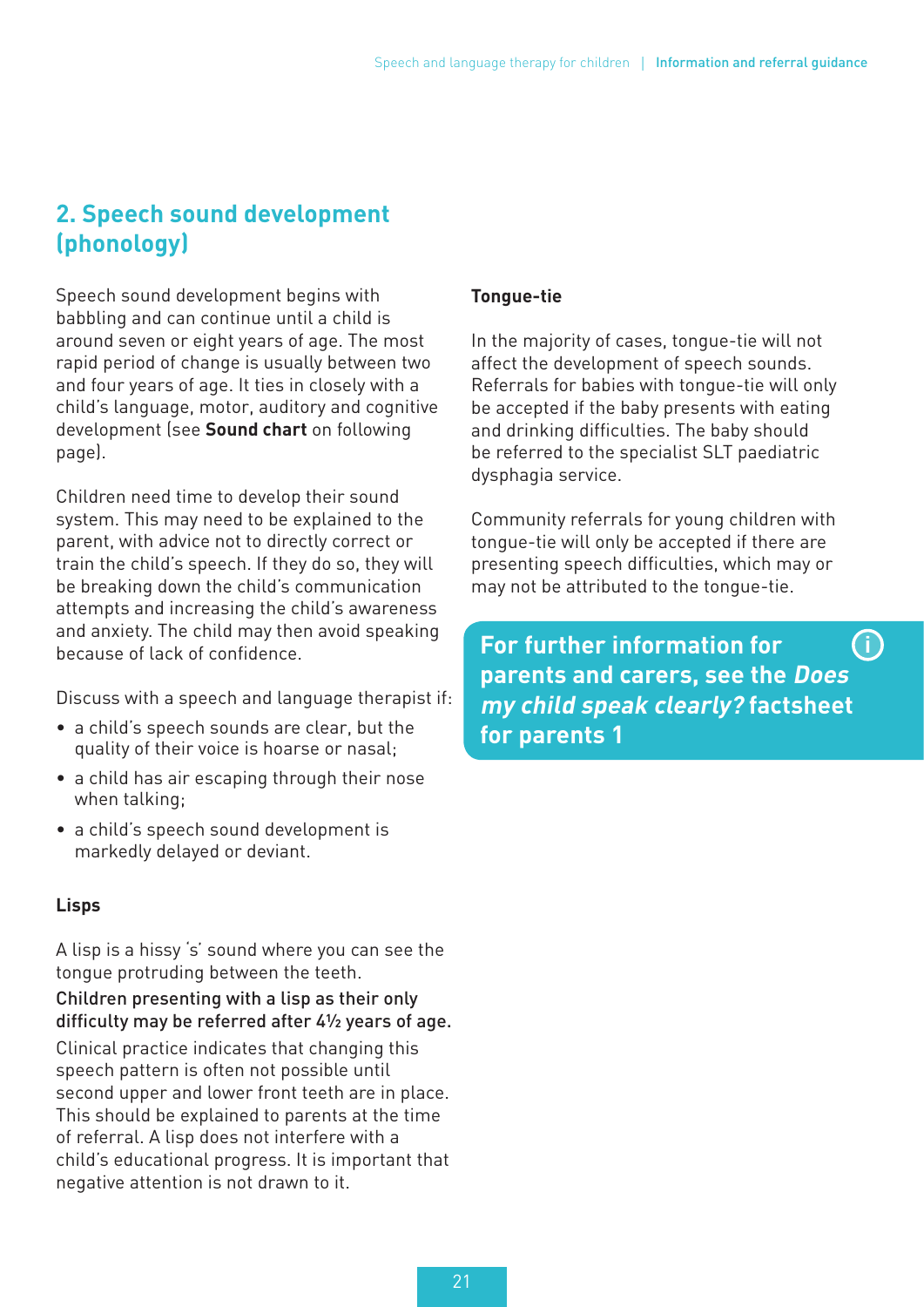## 2. Speech sound development (phonology)

Speech sound development begins with babbling and can continue until a child is around seven or eight years of age. The most rapid period of change is usually between two and four years of age. It ties in closely with a child's language, motor, auditory and cognitive development (see **Sound chart** on following page).

Children need time to develop their sound system. This may need to be explained to the parent, with advice not to directly correct or train the child's speech. If they do so, they will be breaking down the child's communication attempts and increasing the child's awareness and anxiety. The child may then avoid speaking because of lack of confidence.

Discuss with a speech and language therapist if:

- a child's speech sounds are clear, but the quality of their voice is hoarse or nasal;
- a child has air escaping through their nose when talking;
- a child's speech sound development is markedly delayed or deviant.

### Lisps

A lisp is a hissy 's' sound where you can see the tongue protruding between the teeth.

Children presenting with a lisp as their only difficulty may be referred after 4½ years of age.

Clinical practice indicates that changing this speech pattern is often not possible until second upper and lower front teeth are in place. This should be explained to parents at the time of referral. A lisp does not interfere with a child's educational progress. It is important that negative attention is not drawn to it.

### Tongue-tie

In the majority of cases, tongue-tie will not affect the development of speech sounds. Referrals for babies with tongue-tie will only be accepted if the baby presents with eating and drinking difficulties. The baby should be referred to the specialist SLT paediatric dysphagia service.

Community referrals for young children with tongue-tie will only be accepted if there are presenting speech difficulties, which may or may not be attributed to the tongue-tie.

**For further information for parents and carers, see the *Does my child speak clearly?* factsheet for parents 1**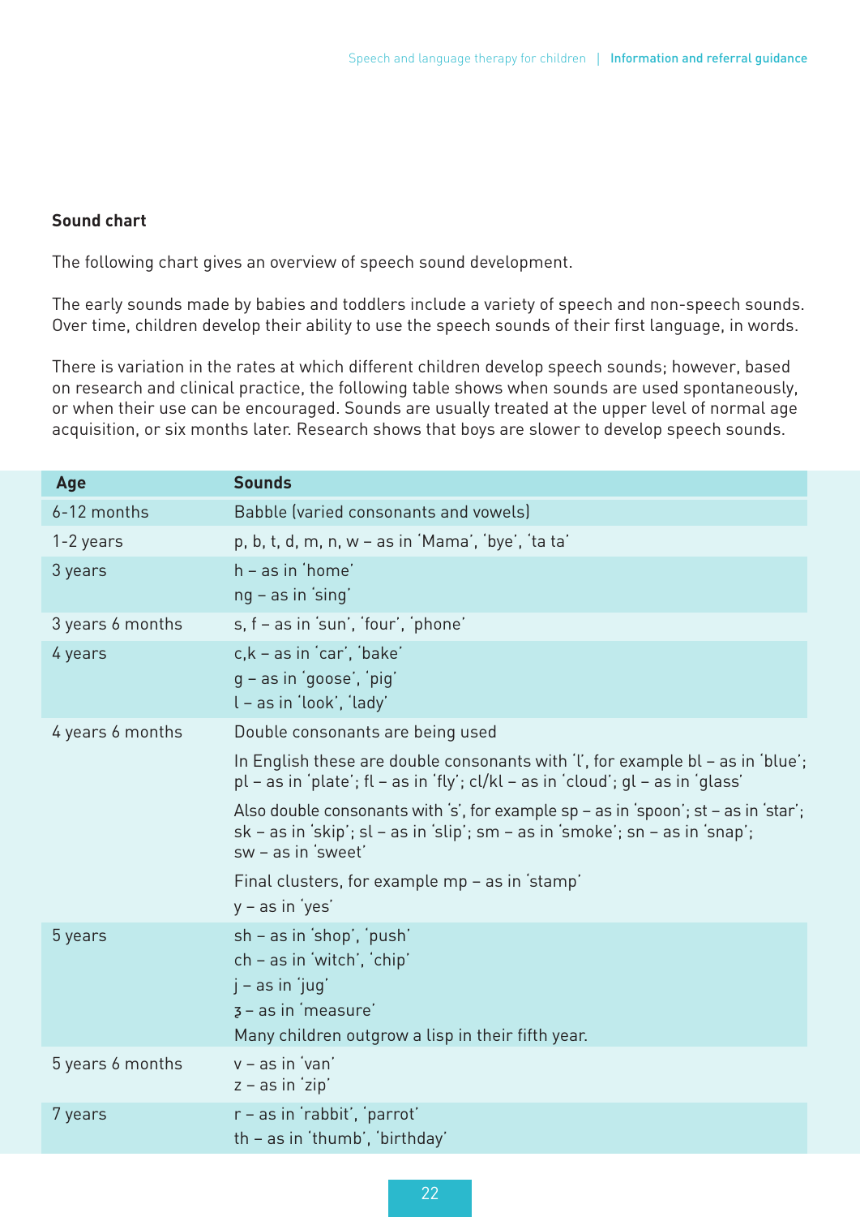**Sound chart**

The following chart gives an overview of speech sound development.

The early sounds made by babies and toddlers include a variety of speech and non-speech sounds. Over time, children develop their ability to use the speech sounds of their first language, in words.

There is variation in the rates at which different children develop speech sounds; however, based on research and clinical practice, the following table shows when sounds are used spontaneously, or when their use can be encouraged. Sounds are usually treated at the upper level of normal age acquisition, or six months later. Research shows that boys are slower to develop speech sounds.

| Age | Sounds |
|---|---|
| 6-12 months | Babble (varied consonants and vowels) |
| 1-2 years | p, b, t, d, m, n, w – as in 'Mama', 'bye', 'ta ta' |
| 3 years | h – as in 'home'<br>ng – as in 'sing' |
| 3 years 6 months | s, f – as in 'sun', 'four', 'phone' |
| 4 years | c,k – as in 'car', 'bake'<br>g – as in 'goose', 'pig'<br>l – as in 'look', 'lady' |
| 4 years 6 months | Double consonants are being used<br>In English these are double consonants with 'l', for example bl – as in 'blue'; pl – as in 'plate'; fl – as in 'fly'; cl/kl – as in 'cloud'; gl – as in 'glass'<br>Also double consonants with 's', for example sp – as in 'spoon'; st – as in 'star'; sk – as in 'skip'; sl – as in 'slip'; sm – as in 'smoke'; sn – as in 'snap'; sw – as in 'sweet'<br>Final clusters, for example mp – as in 'stamp'<br>y – as in 'yes' |
| 5 years | sh – as in 'shop', 'push'<br>ch – as in 'witch', 'chip'<br>j – as in 'jug'<br>ʒ – as in 'measure'<br>Many children outgrow a lisp in their fifth year. |
| 5 years 6 months | v – as in 'van'<br>z – as in 'zip' |
| 7 years | r – as in 'rabbit', 'parrot'<br>th – as in 'thumb', 'birthday' |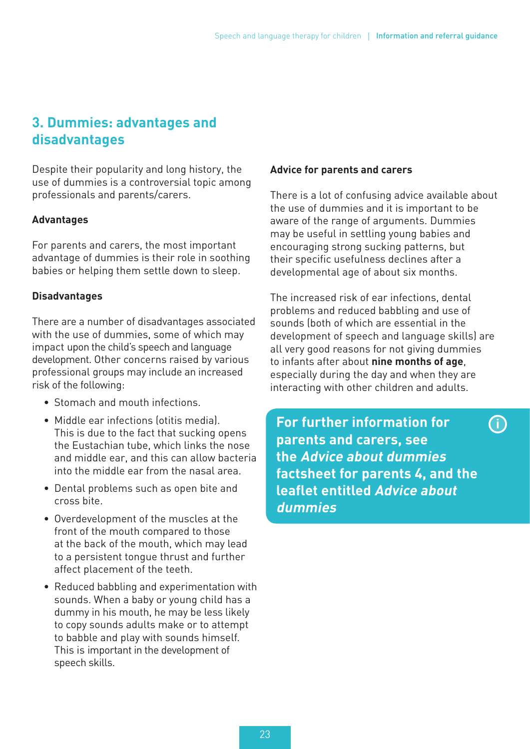## 3. Dummies: advantages and disadvantages

Despite their popularity and long history, the use of dummies is a controversial topic among professionals and parents/carers.

### Advantages

For parents and carers, the most important advantage of dummies is their role in soothing babies or helping them settle down to sleep.

### Disadvantages

There are a number of disadvantages associated with the use of dummies, some of which may impact upon the child's speech and language development. Other concerns raised by various professional groups may include an increased risk of the following:

- Stomach and mouth infections.
- Middle ear infections (otitis media). This is due to the fact that sucking opens the Eustachian tube, which links the nose and middle ear, and this can allow bacteria into the middle ear from the nasal area.
- Dental problems such as open bite and cross bite.
- Overdevelopment of the muscles at the front of the mouth compared to those at the back of the mouth, which may lead to a persistent tongue thrust and further affect placement of the teeth.
- Reduced babbling and experimentation with sounds. When a baby or young child has a dummy in his mouth, he may be less likely to copy sounds adults make or to attempt to babble and play with sounds himself. This is important in the development of speech skills.

### Advice for parents and carers

There is a lot of confusing advice available about the use of dummies and it is important to be aware of the range of arguments. Dummies may be useful in settling young babies and encouraging strong sucking patterns, but their specific usefulness declines after a developmental age of about six months.

The increased risk of ear infections, dental problems and reduced babbling and use of sounds (both of which are essential in the development of speech and language skills) are all very good reasons for not giving dummies to infants after about **nine months of age**, especially during the day and when they are interacting with other children and adults.

**For further information for parents and carers, see the *Advice about dummies* factsheet for parents 4, and the leaflet entitled *Advice about dummies***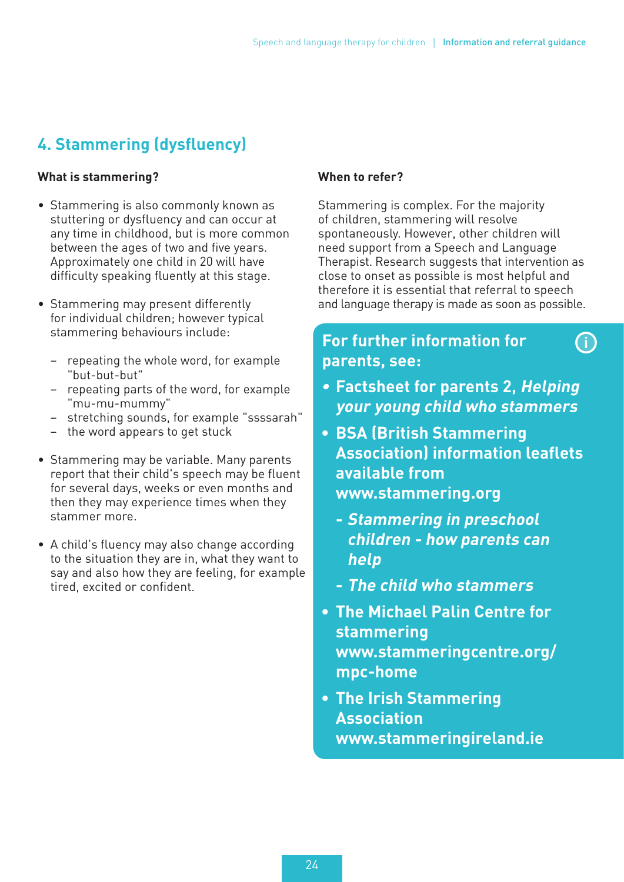## 4. Stammering (dysfluency)

### What is stammering?

- Stammering is also commonly known as stuttering or dysfluency and can occur at any time in childhood, but is more common between the ages of two and five years. Approximately one child in 20 will have difficulty speaking fluently at this stage.
- Stammering may present differently for individual children; however typical stammering behaviours include:
  - repeating the whole word, for example "but-but-but"
  - repeating parts of the word, for example "mu-mu-mummy"
  - stretching sounds, for example "ssssarah"
  - the word appears to get stuck
- Stammering may be variable. Many parents report that their child's speech may be fluent for several days, weeks or even months and then they may experience times when they stammer more.
- A child's fluency may also change according to the situation they are in, what they want to say and also how they are feeling, for example tired, excited or confident.

### When to refer?

Stammering is complex. For the majority of children, stammering will resolve spontaneously. However, other children will need support from a Speech and Language Therapist. Research suggests that intervention as close to onset as possible is most helpful and therefore it is essential that referral to speech and language therapy is made as soon as possible.

**For further information for parents, see:**

- **Factsheet for parents 2, *Helping your young child who stammers***
- **BSA (British Stammering Association) information leaflets available from www.stammering.org**
  - ***Stammering in preschool children - how parents can help***
  - ***The child who stammers***
- **The Michael Palin Centre for stammering www.stammeringcentre.org/mpc-home**
- **The Irish Stammering Association www.stammeringireland.ie**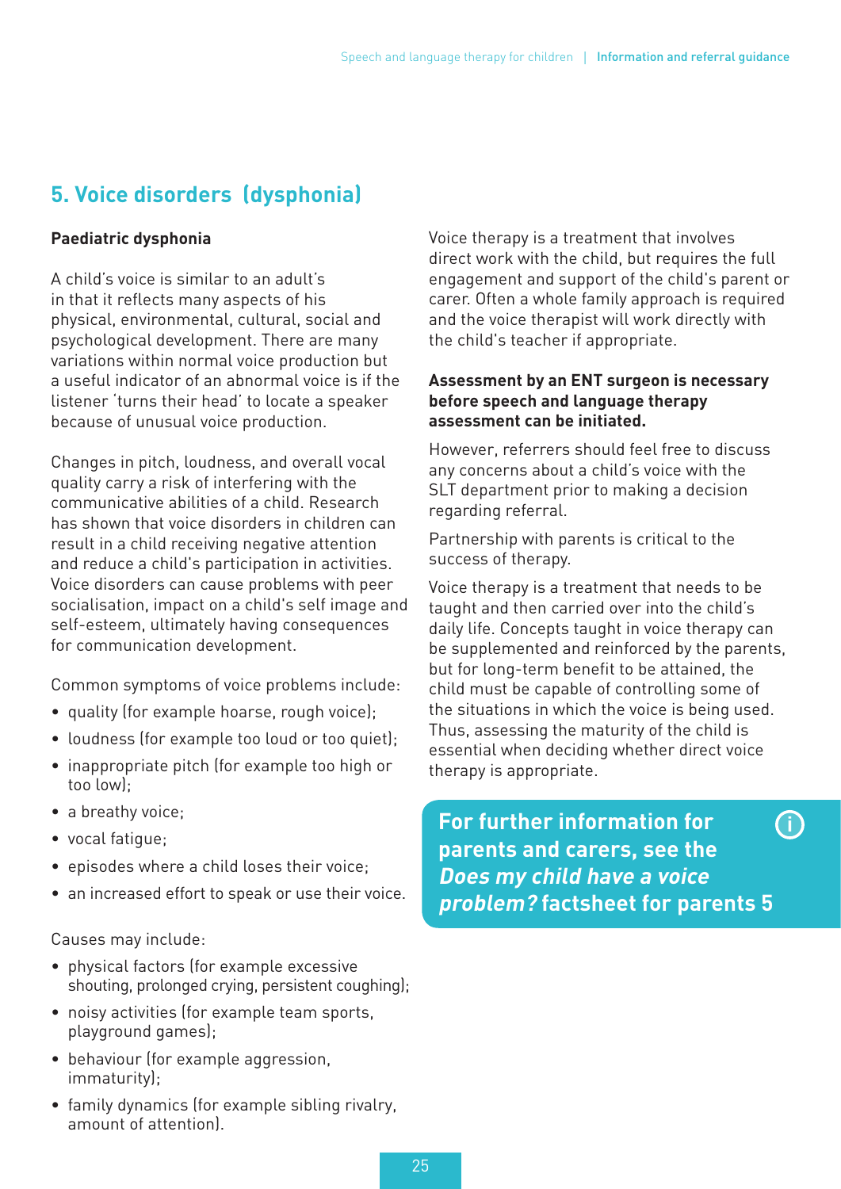## 5. Voice disorders (dysphonia)

### Paediatric dysphonia

A child's voice is similar to an adult's in that it reflects many aspects of his physical, environmental, cultural, social and psychological development. There are many variations within normal voice production but a useful indicator of an abnormal voice is if the listener 'turns their head' to locate a speaker because of unusual voice production.

Changes in pitch, loudness, and overall vocal quality carry a risk of interfering with the communicative abilities of a child. Research has shown that voice disorders in children can result in a child receiving negative attention and reduce a child's participation in activities. Voice disorders can cause problems with peer socialisation, impact on a child's self image and self-esteem, ultimately having consequences for communication development.

Common symptoms of voice problems include:

- quality (for example hoarse, rough voice);
- loudness (for example too loud or too quiet);
- inappropriate pitch (for example too high or too low);
- a breathy voice;
- vocal fatigue;
- episodes where a child loses their voice;
- an increased effort to speak or use their voice.

Causes may include:

- physical factors (for example excessive shouting, prolonged crying, persistent coughing);
- noisy activities (for example team sports, playground games);
- behaviour (for example aggression, immaturity);
- family dynamics (for example sibling rivalry, amount of attention).

Voice therapy is a treatment that involves direct work with the child, but requires the full engagement and support of the child's parent or carer. Often a whole family approach is required and the voice therapist will work directly with the child's teacher if appropriate.

**Assessment by an ENT surgeon is necessary before speech and language therapy assessment can be initiated.**

However, referrers should feel free to discuss any concerns about a child's voice with the SLT department prior to making a decision regarding referral.

Partnership with parents is critical to the success of therapy.

Voice therapy is a treatment that needs to be taught and then carried over into the child's daily life. Concepts taught in voice therapy can be supplemented and reinforced by the parents, but for long-term benefit to be attained, the child must be capable of controlling some of the situations in which the voice is being used. Thus, assessing the maturity of the child is essential when deciding whether direct voice therapy is appropriate.

**For further information for parents and carers, see the *Does my child have a voice problem?* factsheet for parents 5**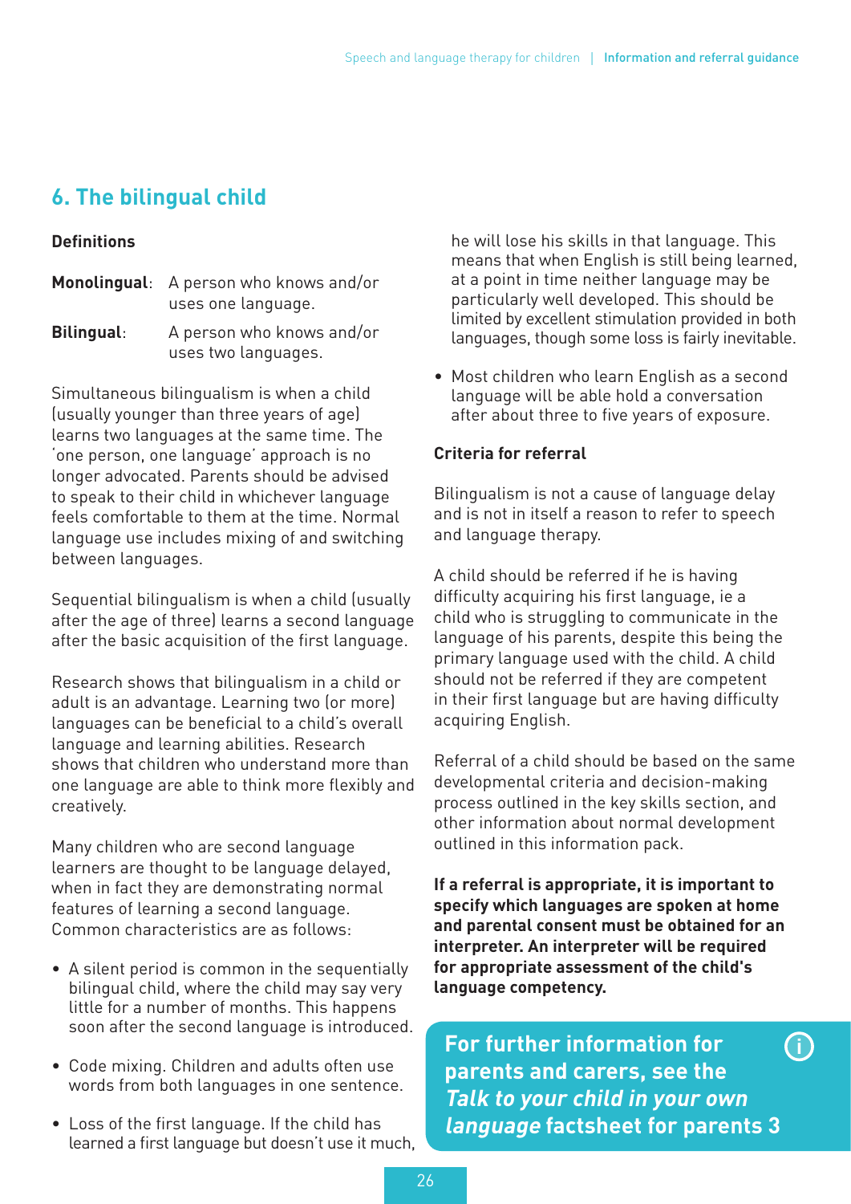## 6. The bilingual child

### Definitions

**Monolingual**: A person who knows and/or uses one language.

**Bilingual**: A person who knows and/or uses two languages.

Simultaneous bilingualism is when a child (usually younger than three years of age) learns two languages at the same time. The 'one person, one language' approach is no longer advocated. Parents should be advised to speak to their child in whichever language feels comfortable to them at the time. Normal language use includes mixing of and switching between languages.

Sequential bilingualism is when a child (usually after the age of three) learns a second language after the basic acquisition of the first language.

Research shows that bilingualism in a child or adult is an advantage. Learning two (or more) languages can be beneficial to a child's overall language and learning abilities. Research shows that children who understand more than one language are able to think more flexibly and creatively.

Many children who are second language learners are thought to be language delayed, when in fact they are demonstrating normal features of learning a second language. Common characteristics are as follows:

- A silent period is common in the sequentially bilingual child, where the child may say very little for a number of months. This happens soon after the second language is introduced.
- Code mixing. Children and adults often use words from both languages in one sentence.
- Loss of the first language. If the child has learned a first language but doesn't use it much, he will lose his skills in that language. This means that when English is still being learned, at a point in time neither language may be particularly well developed. This should be limited by excellent stimulation provided in both languages, though some loss is fairly inevitable.
- Most children who learn English as a second language will be able hold a conversation after about three to five years of exposure.

### Criteria for referral

Bilingualism is not a cause of language delay and is not in itself a reason to refer to speech and language therapy.

A child should be referred if he is having difficulty acquiring his first language, ie a child who is struggling to communicate in the language of his parents, despite this being the primary language used with the child. A child should not be referred if they are competent in their first language but are having difficulty acquiring English.

Referral of a child should be based on the same developmental criteria and decision-making process outlined in the key skills section, and other information about normal development outlined in this information pack.

**If a referral is appropriate, it is important to specify which languages are spoken at home and parental consent must be obtained for an interpreter. An interpreter will be required for appropriate assessment of the child's language competency.**

**For further information for parents and carers, see the *Talk to your child in your own language* factsheet for parents 3**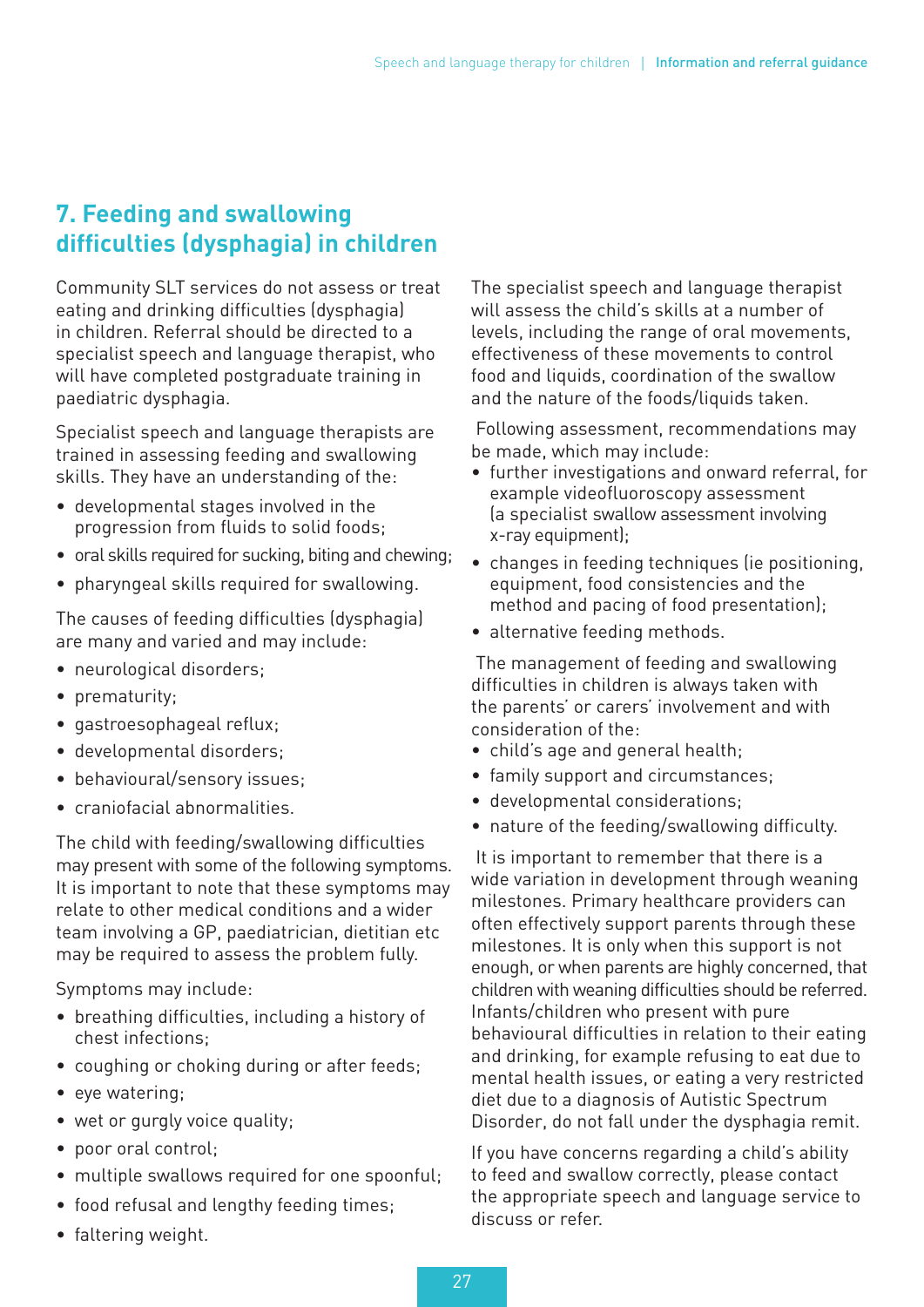## 7. Feeding and swallowing difficulties (dysphagia) in children

Community SLT services do not assess or treat eating and drinking difficulties (dysphagia) in children. Referral should be directed to a specialist speech and language therapist, who will have completed postgraduate training in paediatric dysphagia.

Specialist speech and language therapists are trained in assessing feeding and swallowing skills. They have an understanding of the:

- developmental stages involved in the progression from fluids to solid foods;
- oral skills required for sucking, biting and chewing;
- pharyngeal skills required for swallowing.

The causes of feeding difficulties (dysphagia) are many and varied and may include:

- neurological disorders;
- prematurity;
- gastroesophageal reflux;
- developmental disorders;
- behavioural/sensory issues;
- craniofacial abnormalities.

The child with feeding/swallowing difficulties may present with some of the following symptoms. It is important to note that these symptoms may relate to other medical conditions and a wider team involving a GP, paediatrician, dietitian etc may be required to assess the problem fully.

Symptoms may include:

- breathing difficulties, including a history of chest infections;
- coughing or choking during or after feeds;
- eye watering;
- wet or gurgly voice quality;
- poor oral control;
- multiple swallows required for one spoonful;
- food refusal and lengthy feeding times;
- faltering weight.

The specialist speech and language therapist will assess the child's skills at a number of levels, including the range of oral movements, effectiveness of these movements to control food and liquids, coordination of the swallow and the nature of the foods/liquids taken.

Following assessment, recommendations may be made, which may include:

- further investigations and onward referral, for example videofluoroscopy assessment (a specialist swallow assessment involving x-ray equipment);
- changes in feeding techniques (ie positioning, equipment, food consistencies and the method and pacing of food presentation);
- alternative feeding methods.

The management of feeding and swallowing difficulties in children is always taken with the parents' or carers' involvement and with consideration of the:

- child's age and general health;
- family support and circumstances;
- developmental considerations;
- nature of the feeding/swallowing difficulty.

It is important to remember that there is a wide variation in development through weaning milestones. Primary healthcare providers can often effectively support parents through these milestones. It is only when this support is not enough, or when parents are highly concerned, that children with weaning difficulties should be referred. Infants/children who present with pure behavioural difficulties in relation to their eating and drinking, for example refusing to eat due to mental health issues, or eating a very restricted diet due to a diagnosis of Autistic Spectrum Disorder, do not fall under the dysphagia remit.

If you have concerns regarding a child's ability to feed and swallow correctly, please contact the appropriate speech and language service to discuss or refer.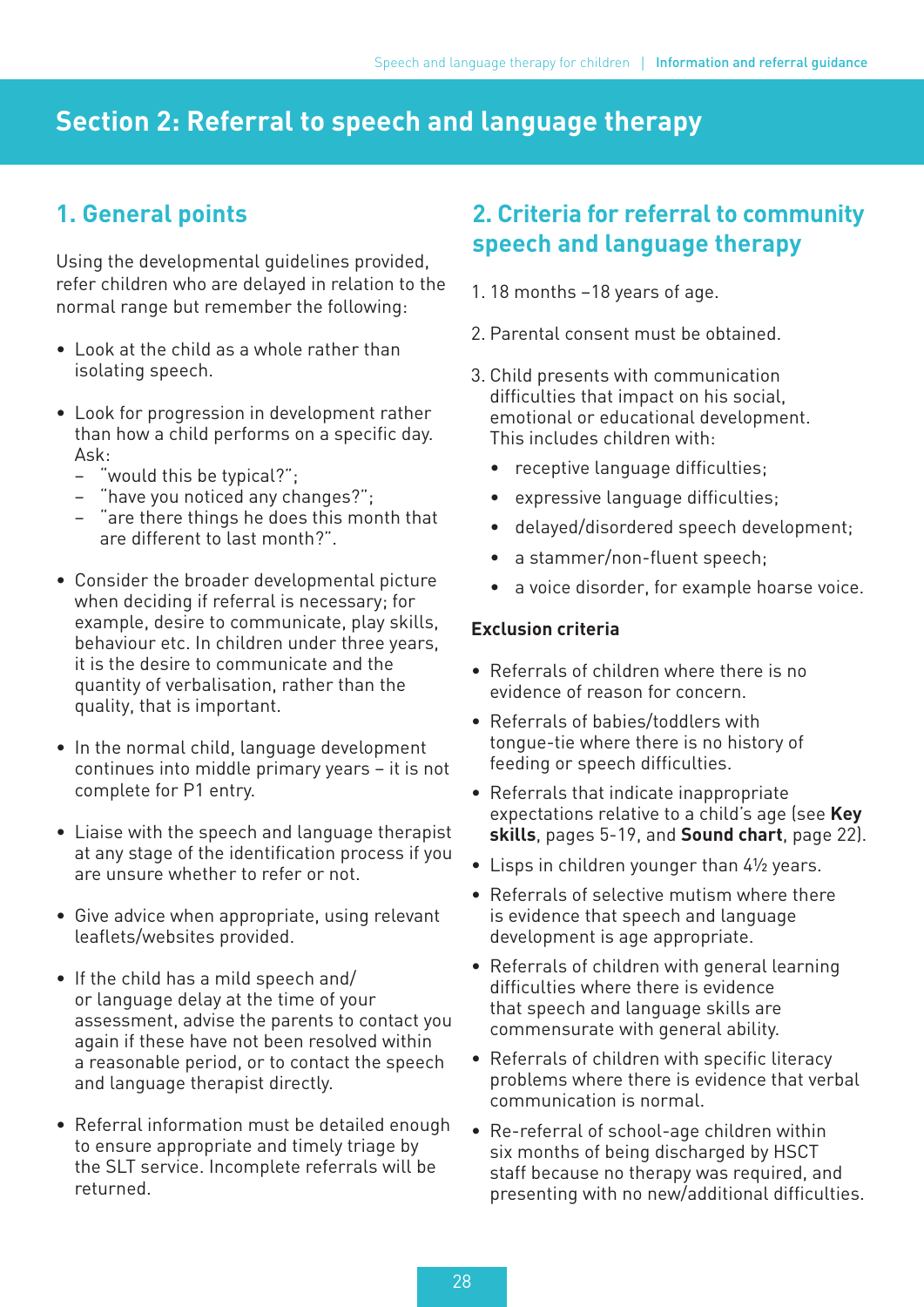# Section 2: Referral to speech and language therapy

## 1. General points

Using the developmental guidelines provided, refer children who are delayed in relation to the normal range but remember the following:

- Look at the child as a whole rather than isolating speech.
- Look for progression in development rather than how a child performs on a specific day. Ask:
  - "would this be typical?";
  - "have you noticed any changes?";
  - "are there things he does this month that are different to last month?".
- Consider the broader developmental picture when deciding if referral is necessary; for example, desire to communicate, play skills, behaviour etc. In children under three years, it is the desire to communicate and the quantity of verbalisation, rather than the quality, that is important.
- In the normal child, language development continues into middle primary years – it is not complete for P1 entry.
- Liaise with the speech and language therapist at any stage of the identification process if you are unsure whether to refer or not.
- Give advice when appropriate, using relevant leaflets/websites provided.
- If the child has a mild speech and/or language delay at the time of your assessment, advise the parents to contact you again if these have not been resolved within a reasonable period, or to contact the speech and language therapist directly.
- Referral information must be detailed enough to ensure appropriate and timely triage by the SLT service. Incomplete referrals will be returned.

## 2. Criteria for referral to community speech and language therapy

1. 18 months –18 years of age.
2. Parental consent must be obtained.
3. Child presents with communication difficulties that impact on his social, emotional or educational development. This includes children with:
   - receptive language difficulties;
   - expressive language difficulties;
   - delayed/disordered speech development;
   - a stammer/non-fluent speech;
   - a voice disorder, for example hoarse voice.

### Exclusion criteria

- Referrals of children where there is no evidence of reason for concern.
- Referrals of babies/toddlers with tongue-tie where there is no history of feeding or speech difficulties.
- Referrals that indicate inappropriate expectations relative to a child's age (see **Key skills**, pages 5-19, and **Sound chart**, page 22).
- Lisps in children younger than 4½ years.
- Referrals of selective mutism where there is evidence that speech and language development is age appropriate.
- Referrals of children with general learning difficulties where there is evidence that speech and language skills are commensurate with general ability.
- Referrals of children with specific literacy problems where there is evidence that verbal communication is normal.
- Re-referral of school-age children within six months of being discharged by HSCT staff because no therapy was required, and presenting with no new/additional difficulties.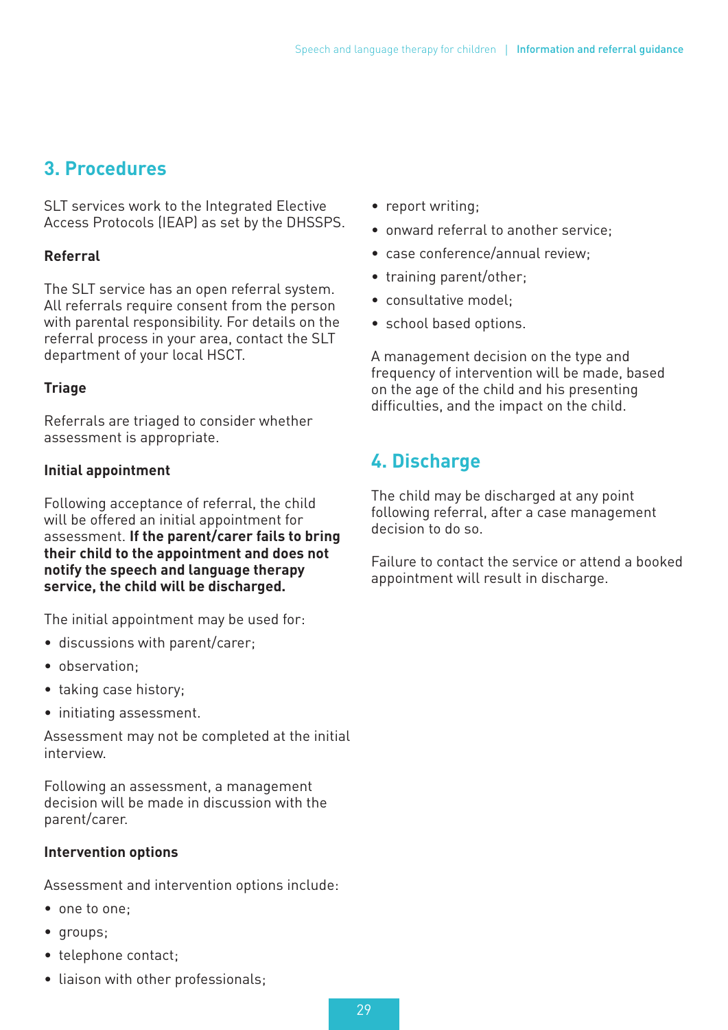## 3. Procedures

SLT services work to the Integrated Elective Access Protocols (IEAP) as set by the DHSSPS.

### Referral

The SLT service has an open referral system. All referrals require consent from the person with parental responsibility. For details on the referral process in your area, contact the SLT department of your local HSCT.

### Triage

Referrals are triaged to consider whether assessment is appropriate.

### Initial appointment

Following acceptance of referral, the child will be offered an initial appointment for assessment. **If the parent/carer fails to bring their child to the appointment and does not notify the speech and language therapy service, the child will be discharged.**

The initial appointment may be used for:

- discussions with parent/carer;
- observation;
- taking case history;
- initiating assessment.

Assessment may not be completed at the initial interview.

Following an assessment, a management decision will be made in discussion with the parent/carer.

### Intervention options

Assessment and intervention options include:

- one to one;
- groups;
- telephone contact;
- liaison with other professionals;
- report writing;
- onward referral to another service;
- case conference/annual review;
- training parent/other;
- consultative model;
- school based options.

A management decision on the type and frequency of intervention will be made, based on the age of the child and his presenting difficulties, and the impact on the child.

## 4. Discharge

The child may be discharged at any point following referral, after a case management decision to do so.

Failure to contact the service or attend a booked appointment will result in discharge.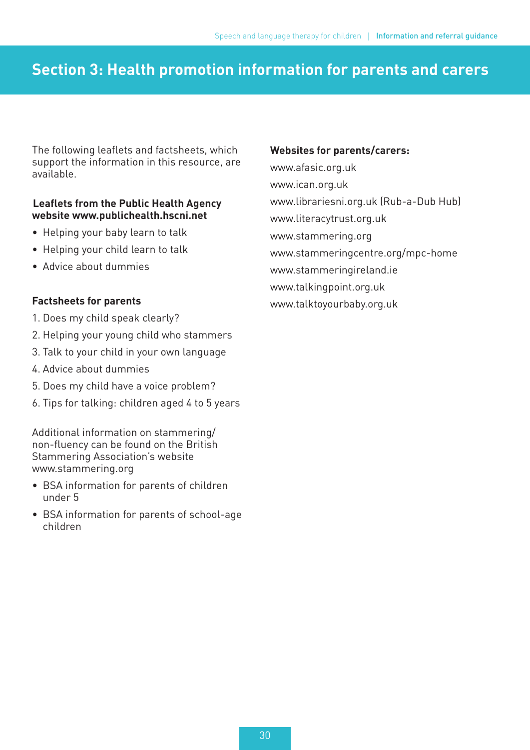## Section 3: Health promotion information for parents and carers

The following leaflets and factsheets, which support the information in this resource, are available.

**Leaflets from the Public Health Agency website www.publichealth.hscni.net**

- Helping your baby learn to talk
- Helping your child learn to talk
- Advice about dummies

**Factsheets for parents**

1. Does my child speak clearly?
2. Helping your young child who stammers
3. Talk to your child in your own language
4. Advice about dummies
5. Does my child have a voice problem?
6. Tips for talking: children aged 4 to 5 years

Additional information on stammering/ non-fluency can be found on the British Stammering Association's website www.stammering.org

- BSA information for parents of children under 5
- BSA information for parents of school-age children

**Websites for parents/carers:**

www.afasic.org.uk

www.ican.org.uk

www.librariesni.org.uk (Rub-a-Dub Hub)

www.literacytrust.org.uk

www.stammering.org

www.stammeringcentre.org/mpc-home

www.stammeringireland.ie

www.talkingpoint.org.uk

www.talktoyourbaby.org.uk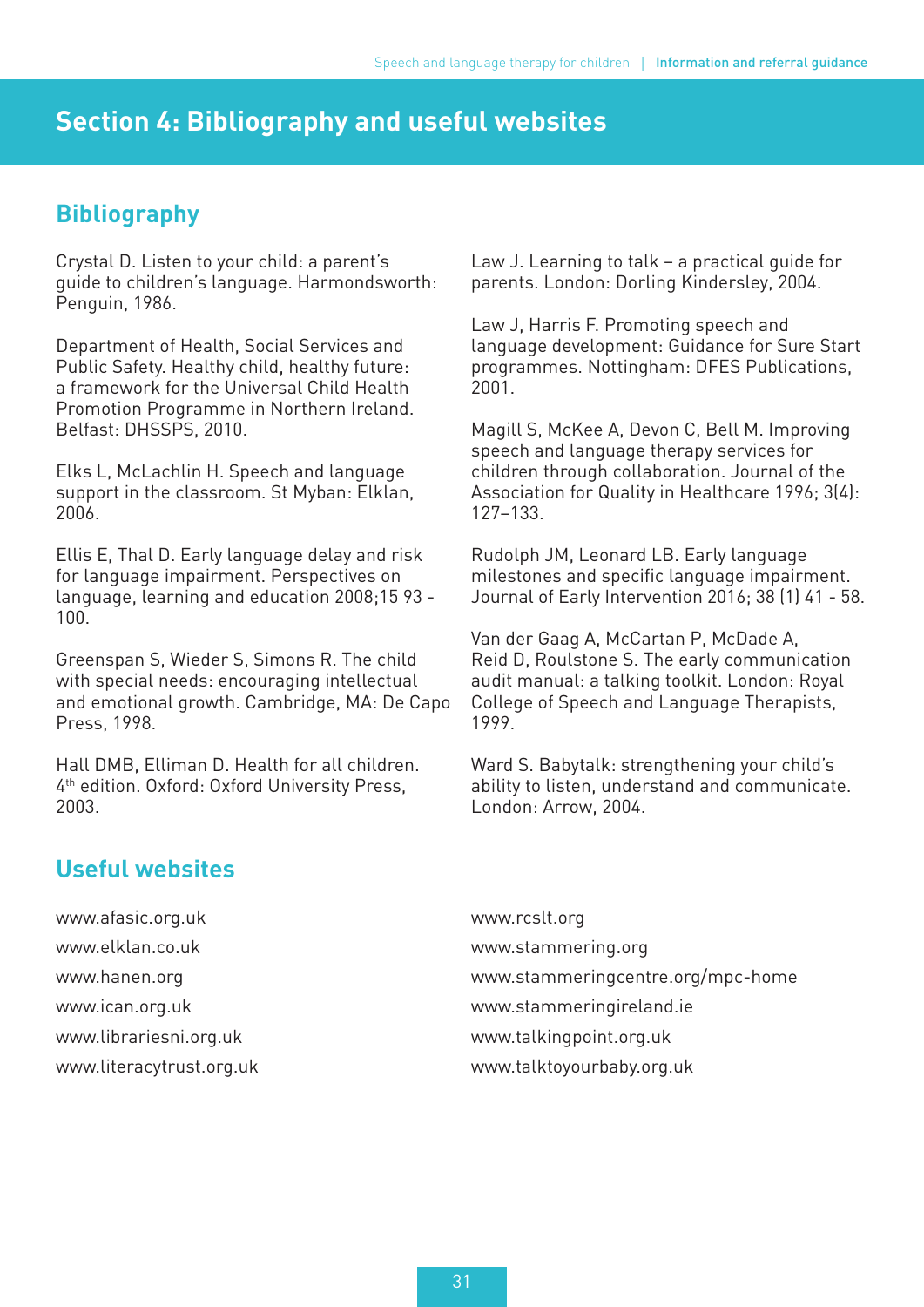# Section 4: Bibliography and useful websites

## Bibliography

Crystal D. Listen to your child: a parent's guide to children's language. Harmondsworth: Penguin, 1986.

Department of Health, Social Services and Public Safety. Healthy child, healthy future: a framework for the Universal Child Health Promotion Programme in Northern Ireland. Belfast: DHSSPS, 2010.

Elks L, McLachlin H. Speech and language support in the classroom. St Myban: Elklan, 2006.

Ellis E, Thal D. Early language delay and risk for language impairment. Perspectives on language, learning and education 2008;15 93 - 100.

Greenspan S, Wieder S, Simons R. The child with special needs: encouraging intellectual and emotional growth. Cambridge, MA: De Capo Press, 1998.

Hall DMB, Elliman D. Health for all children. 4th edition. Oxford: Oxford University Press, 2003.

Law J. Learning to talk – a practical guide for parents. London: Dorling Kindersley, 2004.

Law J, Harris F. Promoting speech and language development: Guidance for Sure Start programmes. Nottingham: DFES Publications, 2001.

Magill S, McKee A, Devon C, Bell M. Improving speech and language therapy services for children through collaboration. Journal of the Association for Quality in Healthcare 1996; 3(4): 127–133.

Rudolph JM, Leonard LB. Early language milestones and specific language impairment. Journal of Early Intervention 2016; 38 (1) 41 - 58.

Van der Gaag A, McCartan P, McDade A, Reid D, Roulstone S. The early communication audit manual: a talking toolkit. London: Royal College of Speech and Language Therapists, 1999.

Ward S. Babytalk: strengthening your child's ability to listen, understand and communicate. London: Arrow, 2004.

## Useful websites

www.afasic.org.uk
www.elklan.co.uk
www.hanen.org
www.ican.org.uk
www.librariesni.org.uk
www.literacytrust.org.uk
www.rcslt.org
www.stammering.org
www.stammeringcentre.org/mpc-home
www.stammeringireland.ie
www.talkingpoint.org.uk
www.talktoyourbaby.org.uk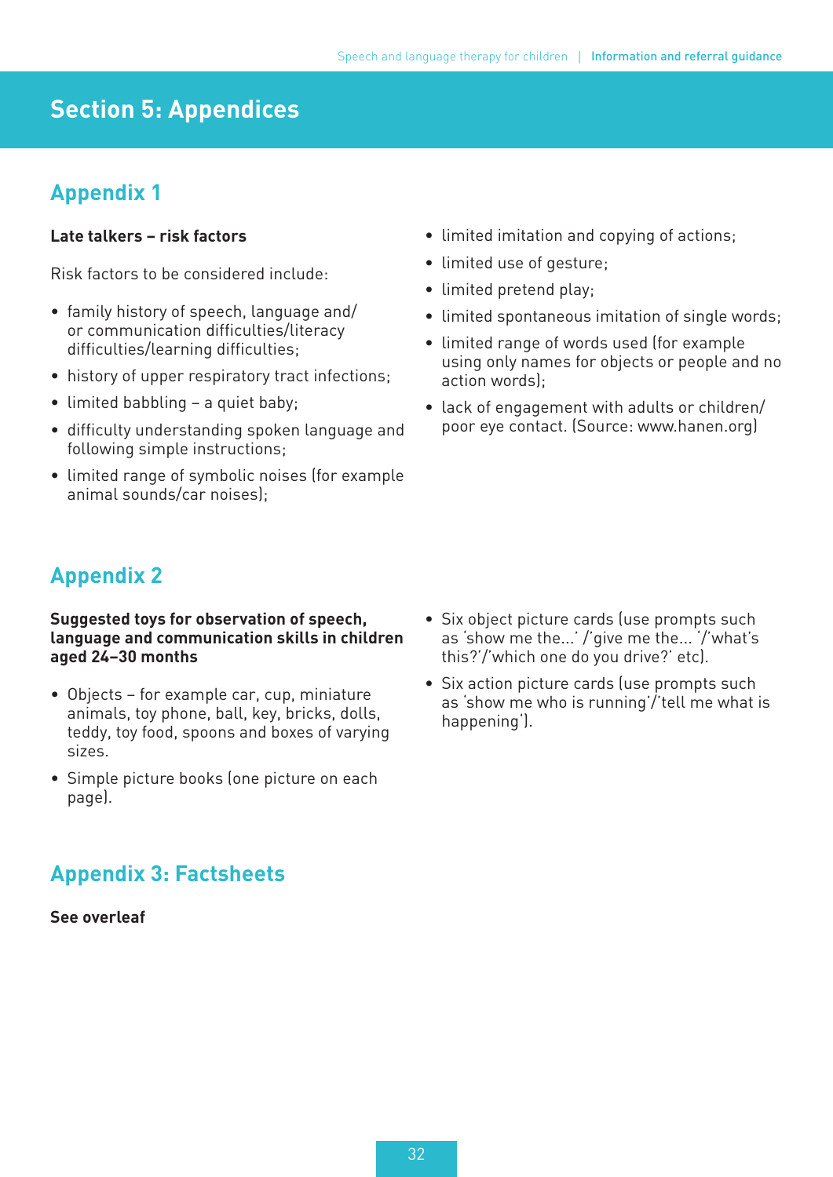# Section 5: Appendices

## Appendix 1

**Late talkers – risk factors**

Risk factors to be considered include:

- family history of speech, language and/or communication difficulties/literacy difficulties/learning difficulties;
- history of upper respiratory tract infections;
- limited babbling – a quiet baby;
- difficulty understanding spoken language and following simple instructions;
- limited range of symbolic noises (for example animal sounds/car noises);
- limited imitation and copying of actions;
- limited use of gesture;
- limited pretend play;
- limited spontaneous imitation of single words;
- limited range of words used (for example using only names for objects or people and no action words);
- lack of engagement with adults or children/poor eye contact. (Source: www.hanen.org)

## Appendix 2

**Suggested toys for observation of speech, language and communication skills in children aged 24–30 months**

- Objects – for example car, cup, miniature animals, toy phone, ball, key, bricks, dolls, teddy, toy food, spoons and boxes of varying sizes.
- Simple picture books (one picture on each page).
- Six object picture cards (use prompts such as 'show me the…' /'give me the… '/'what's this?'/'which one do you drive?' etc).
- Six action picture cards (use prompts such as 'show me who is running'/'tell me what is happening').

## Appendix 3: Factsheets

**See overleaf**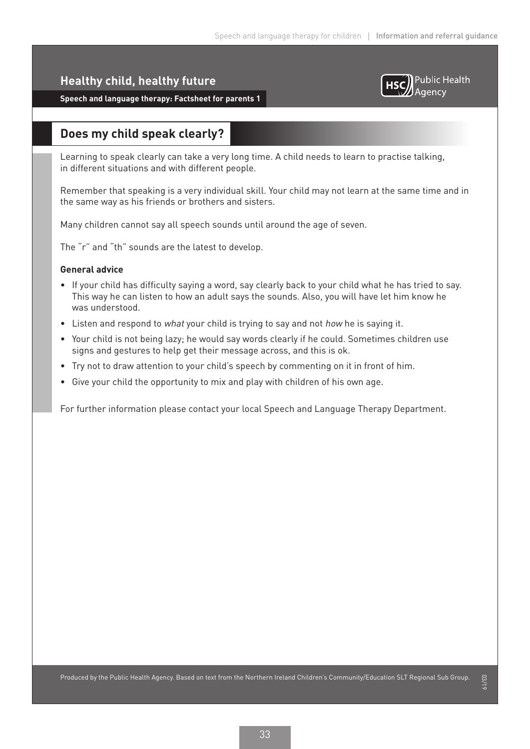## Healthy child, healthy future

**Speech and language therapy: Factsheet for parents 1**

# Does my child speak clearly?

Learning to speak clearly can take a very long time. A child needs to learn to practise talking, in different situations and with different people.

Remember that speaking is a very individual skill. Your child may not learn at the same time and in the same way as his friends or brothers and sisters.

Many children cannot say all speech sounds until around the age of seven.

The "r" and "th" sounds are the latest to develop.

**General advice**

- If your child has difficulty saying a word, say clearly back to your child what he has tried to say. This way he can listen to how an adult says the sounds. Also, you will have let him know he was understood.
- Listen and respond to *what* your child is trying to say and not *how* he is saying it.
- Your child is not being lazy; he would say words clearly if he could. Sometimes children use signs and gestures to help get their message across, and this is ok.
- Try not to draw attention to your child's speech by commenting on it in front of him.
- Give your child the opportunity to mix and play with children of his own age.

For further information please contact your local Speech and Language Therapy Department.

Produced by the Public Health Agency. Based on text from the Northern Ireland Children's Community/Education SLT Regional Sub Group.

03/19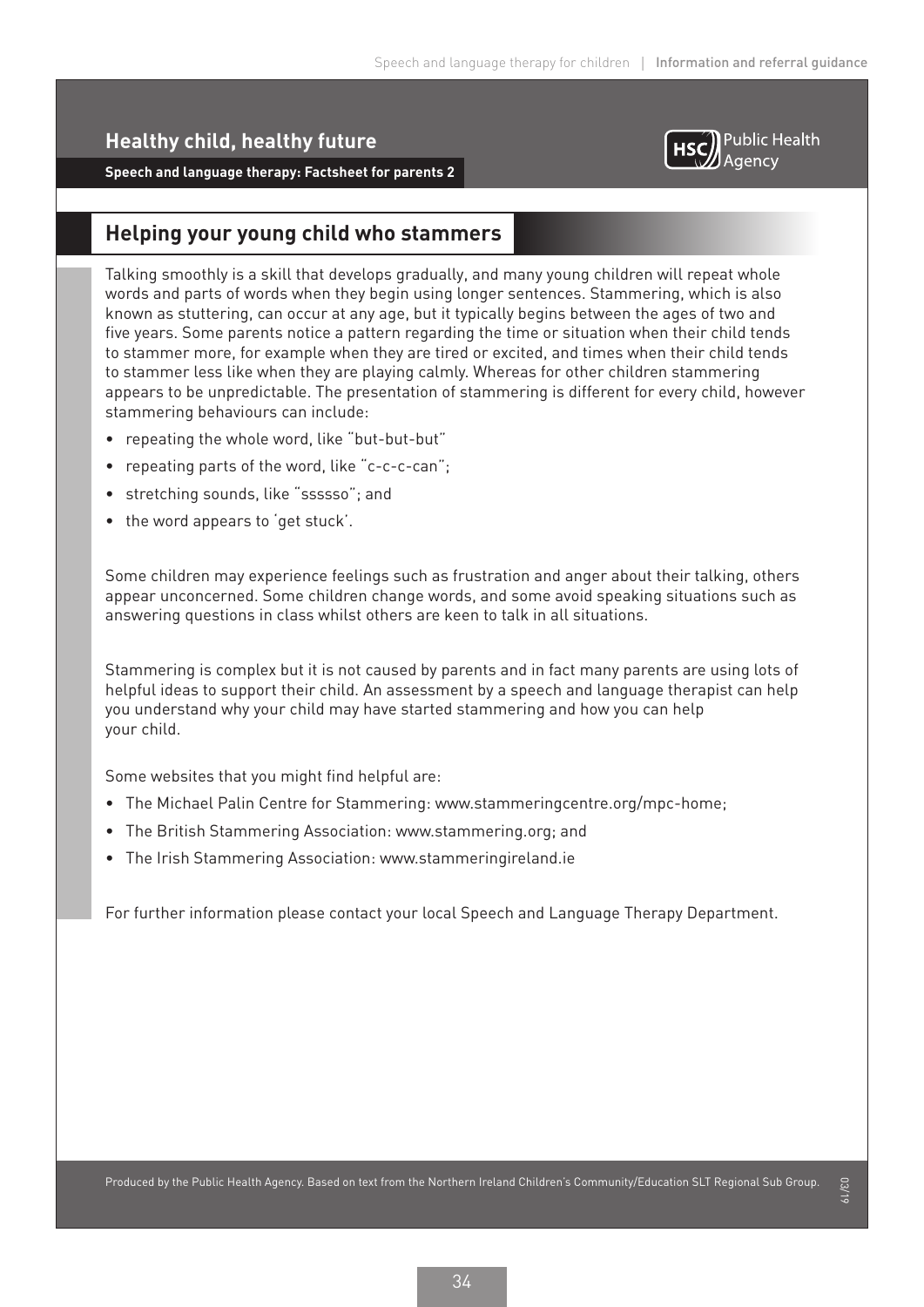## Healthy child, healthy future

**Speech and language therapy: Factsheet for parents 2**

Public Health Agency

# Helping your young child who stammers

Talking smoothly is a skill that develops gradually, and many young children will repeat whole words and parts of words when they begin using longer sentences. Stammering, which is also known as stuttering, can occur at any age, but it typically begins between the ages of two and five years. Some parents notice a pattern regarding the time or situation when their child tends to stammer more, for example when they are tired or excited, and times when their child tends to stammer less like when they are playing calmly. Whereas for other children stammering appears to be unpredictable. The presentation of stammering is different for every child, however stammering behaviours can include:

- repeating the whole word, like "but-but-but"
- repeating parts of the word, like "c-c-c-can";
- stretching sounds, like "ssssso"; and
- the word appears to 'get stuck'.

Some children may experience feelings such as frustration and anger about their talking, others appear unconcerned. Some children change words, and some avoid speaking situations such as answering questions in class whilst others are keen to talk in all situations.

Stammering is complex but it is not caused by parents and in fact many parents are using lots of helpful ideas to support their child. An assessment by a speech and language therapist can help you understand why your child may have started stammering and how you can help your child.

Some websites that you might find helpful are:

- The Michael Palin Centre for Stammering: www.stammeringcentre.org/mpc-home;
- The British Stammering Association: www.stammering.org; and
- The Irish Stammering Association: www.stammeringireland.ie

For further information please contact your local Speech and Language Therapy Department.

Produced by the Public Health Agency. Based on text from the Northern Ireland Children's Community/Education SLT Regional Sub Group.

03/19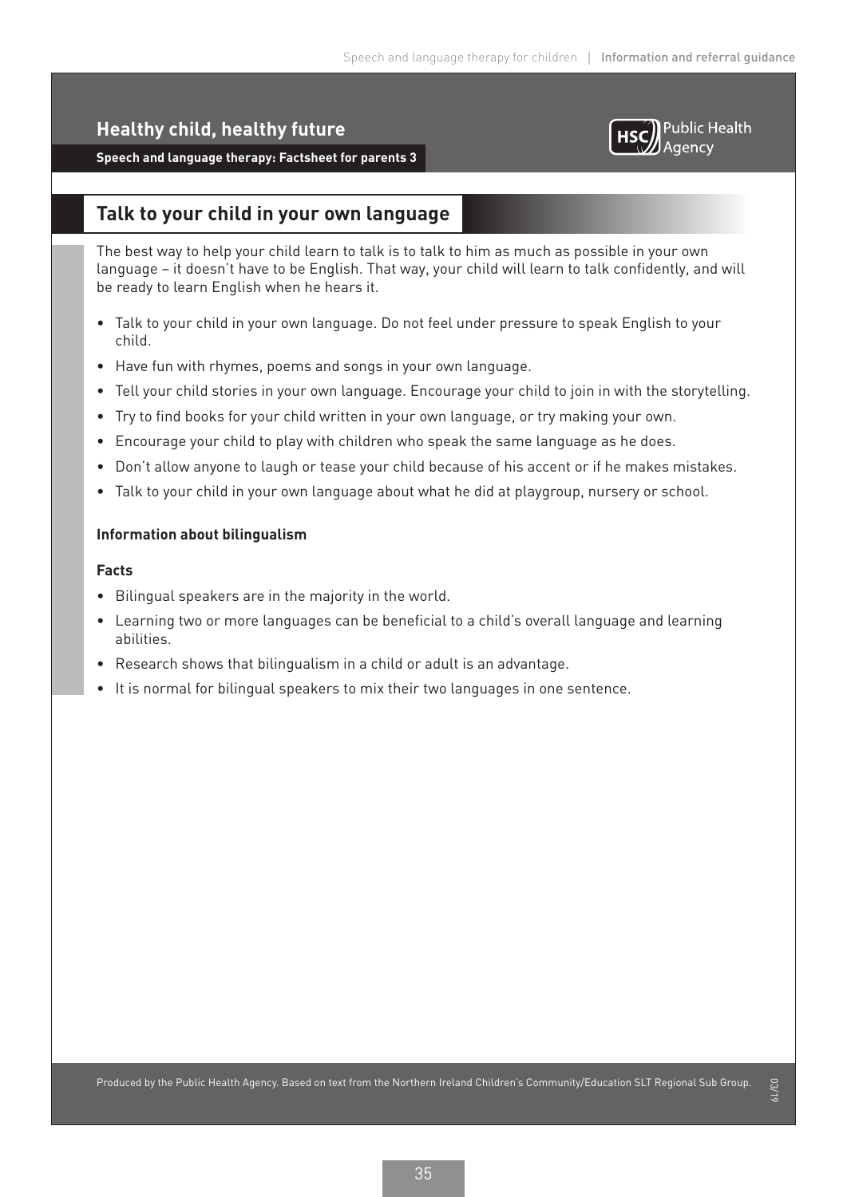# Healthy child, healthy future

**Speech and language therapy: Factsheet for parents 3**

## Talk to your child in your own language

The best way to help your child learn to talk is to talk to him as much as possible in your own language – it doesn't have to be English. That way, your child will learn to talk confidently, and will be ready to learn English when he hears it.

- Talk to your child in your own language. Do not feel under pressure to speak English to your child.
- Have fun with rhymes, poems and songs in your own language.
- Tell your child stories in your own language. Encourage your child to join in with the storytelling.
- Try to find books for your child written in your own language, or try making your own.
- Encourage your child to play with children who speak the same language as he does.
- Don't allow anyone to laugh or tease your child because of his accent or if he makes mistakes.
- Talk to your child in your own language about what he did at playgroup, nursery or school.

**Information about bilingualism**

**Facts**

- Bilingual speakers are in the majority in the world.
- Learning two or more languages can be beneficial to a child's overall language and learning abilities.
- Research shows that bilingualism in a child or adult is an advantage.
- It is normal for bilingual speakers to mix their two languages in one sentence.

Produced by the Public Health Agency. Based on text from the Northern Ireland Children's Community/Education SLT Regional Sub Group.

03/19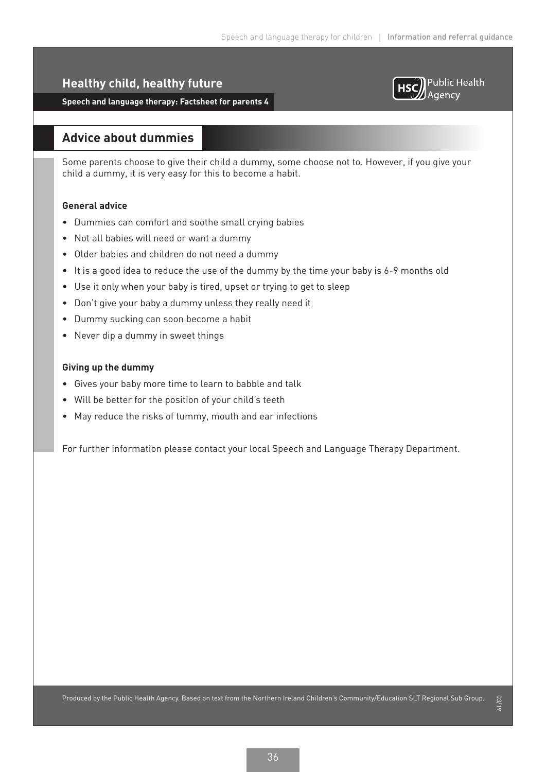## Healthy child, healthy future

**Speech and language therapy: Factsheet for parents 4**

HSC Public Health Agency

# Advice about dummies

Some parents choose to give their child a dummy, some choose not to. However, if you give your child a dummy, it is very easy for this to become a habit.

**General advice**

- Dummies can comfort and soothe small crying babies
- Not all babies will need or want a dummy
- Older babies and children do not need a dummy
- It is a good idea to reduce the use of the dummy by the time your baby is 6-9 months old
- Use it only when your baby is tired, upset or trying to get to sleep
- Don't give your baby a dummy unless they really need it
- Dummy sucking can soon become a habit
- Never dip a dummy in sweet things

**Giving up the dummy**

- Gives your baby more time to learn to babble and talk
- Will be better for the position of your child's teeth
- May reduce the risks of tummy, mouth and ear infections

For further information please contact your local Speech and Language Therapy Department.

Produced by the Public Health Agency. Based on text from the Northern Ireland Children's Community/Education SLT Regional Sub Group.

03/19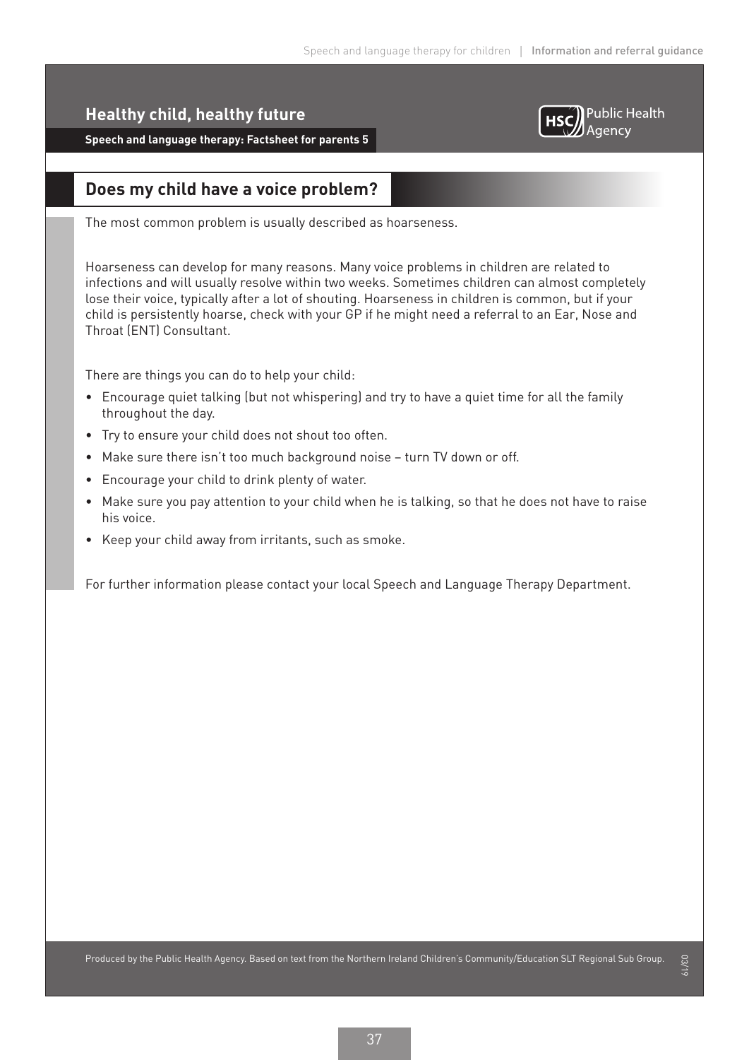## Healthy child, healthy future

**Speech and language therapy: Factsheet for parents 5**

# Does my child have a voice problem?

The most common problem is usually described as hoarseness.

Hoarseness can develop for many reasons. Many voice problems in children are related to infections and will usually resolve within two weeks. Sometimes children can almost completely lose their voice, typically after a lot of shouting. Hoarseness in children is common, but if your child is persistently hoarse, check with your GP if he might need a referral to an Ear, Nose and Throat (ENT) Consultant.

There are things you can do to help your child:

- Encourage quiet talking (but not whispering) and try to have a quiet time for all the family throughout the day.
- Try to ensure your child does not shout too often.
- Make sure there isn't too much background noise – turn TV down or off.
- Encourage your child to drink plenty of water.
- Make sure you pay attention to your child when he is talking, so that he does not have to raise his voice.
- Keep your child away from irritants, such as smoke.

For further information please contact your local Speech and Language Therapy Department.

Produced by the Public Health Agency. Based on text from the Northern Ireland Children's Community/Education SLT Regional Sub Group.

03/19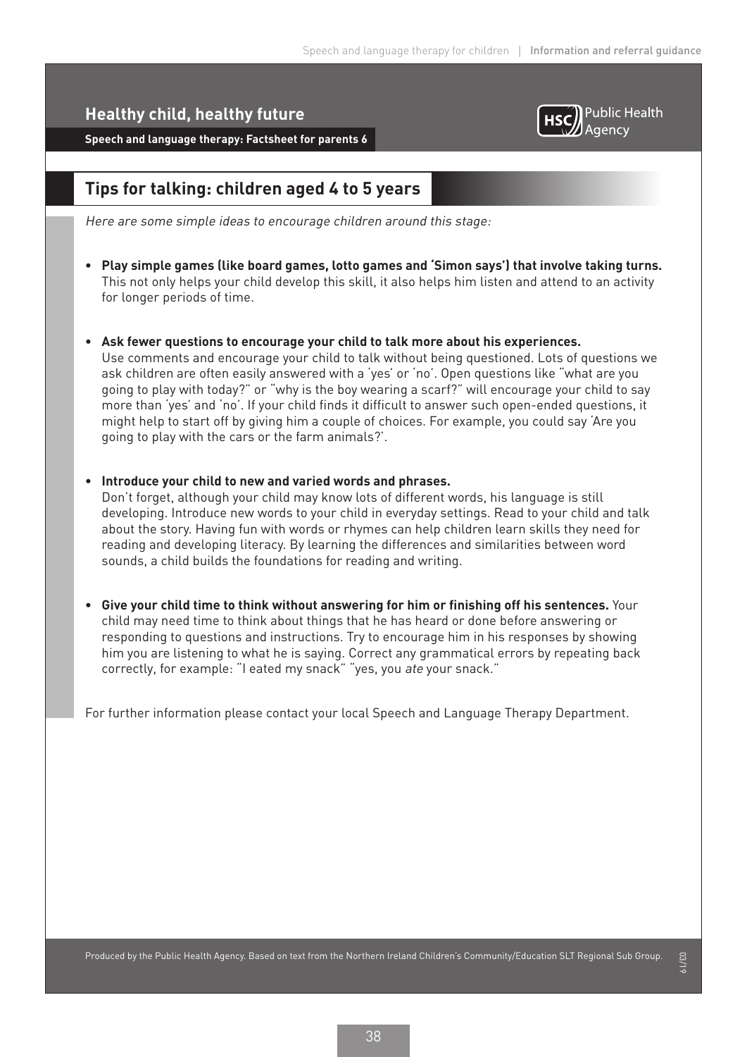## Healthy child, healthy future

**Speech and language therapy: Factsheet for parents 6**

Public Health Agency

## Tips for talking: children aged 4 to 5 years

*Here are some simple ideas to encourage children around this stage:*

- **Play simple games (like board games, lotto games and 'Simon says') that involve taking turns.** This not only helps your child develop this skill, it also helps him listen and attend to an activity for longer periods of time.

- **Ask fewer questions to encourage your child to talk more about his experiences.** Use comments and encourage your child to talk without being questioned. Lots of questions we ask children are often easily answered with a 'yes' or 'no'. Open questions like "what are you going to play with today?" or "why is the boy wearing a scarf?" will encourage your child to say more than 'yes' and 'no'. If your child finds it difficult to answer such open-ended questions, it might help to start off by giving him a couple of choices. For example, you could say 'Are you going to play with the cars or the farm animals?'.

- **Introduce your child to new and varied words and phrases.** Don't forget, although your child may know lots of different words, his language is still developing. Introduce new words to your child in everyday settings. Read to your child and talk about the story. Having fun with words or rhymes can help children learn skills they need for reading and developing literacy. By learning the differences and similarities between word sounds, a child builds the foundations for reading and writing.

- **Give your child time to think without answering for him or finishing off his sentences.** Your child may need time to think about things that he has heard or done before answering or responding to questions and instructions. Try to encourage him in his responses by showing him you are listening to what he is saying. Correct any grammatical errors by repeating back correctly, for example: "I eated my snack" "yes, you *ate* your snack."

For further information please contact your local Speech and Language Therapy Department.

Produced by the Public Health Agency. Based on text from the Northern Ireland Children's Community/Education SLT Regional Sub Group.

03/19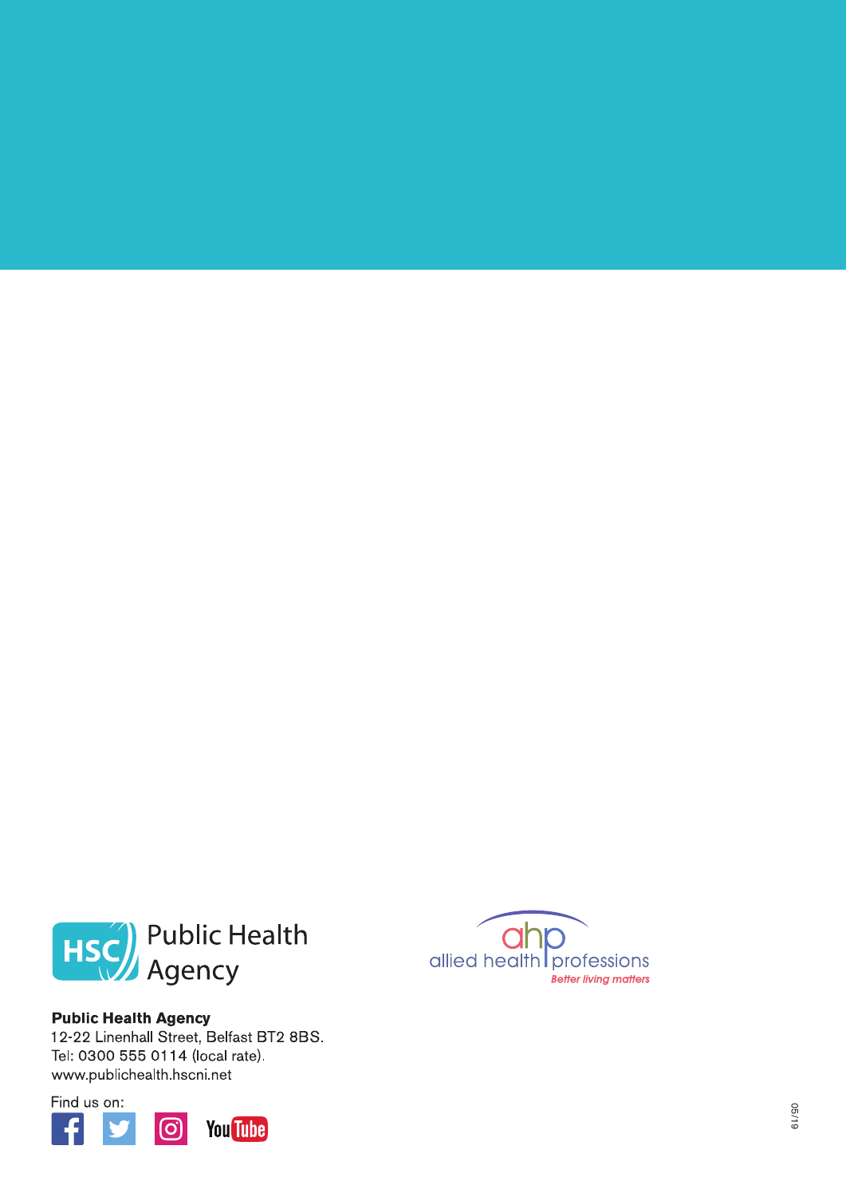Public Health Agency

allied health professions
*Better living matters*

**Public Health Agency**
12-22 Linenhall Street, Belfast BT2 8BS.
Tel: 0300 555 0114 (local rate).
www.publichealth.hscni.net

Find us on:

05/19